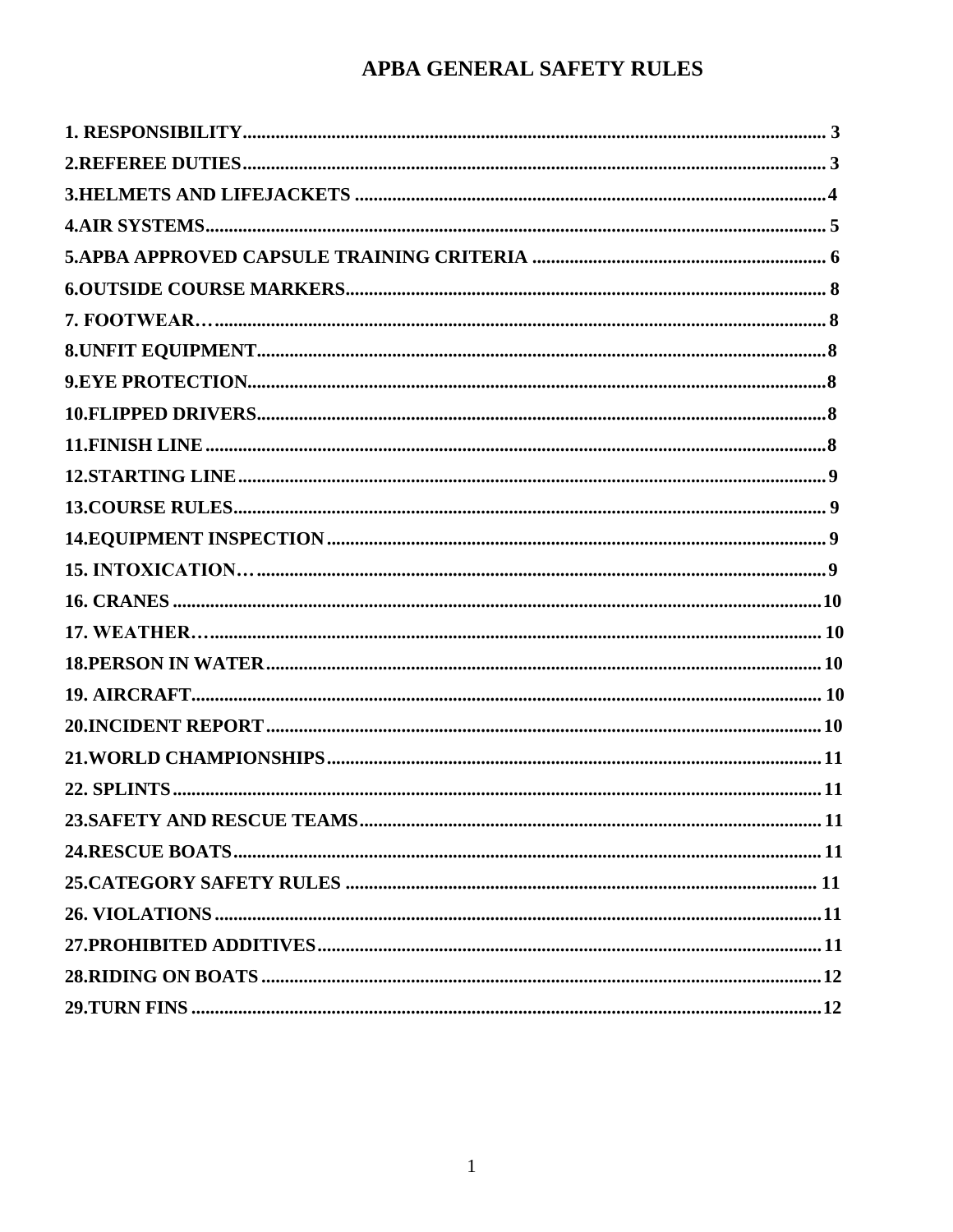# APBA GENERAL SAFETY RULES

**1. RESPONSIBILITY** ........................................ 3
**2.REFEREE DUTIES** ........................................ 3
**3.HELMETS AND LIFEJACKETS** ........................................ 4
**4.AIR SYSTEMS** ........................................ 5
**5.APBA APPROVED CAPSULE TRAINING CRITERIA** ........................................ 6
**6.OUTSIDE COURSE MARKERS** ........................................ 8
**7. FOOTWEAR…** ........................................ 8
**8.UNFIT EQUIPMENT** ........................................ 8
**9.EYE PROTECTION** ........................................ 8
**10.FLIPPED DRIVERS** ........................................ 8
**11.FINISH LINE** ........................................ 8
**12.STARTING LINE** ........................................ 9
**13.COURSE RULES** ........................................ 9
**14.EQUIPMENT INSPECTION** ........................................ 9
**15. INTOXICATION…** ........................................ 9
**16. CRANES** ........................................ 10
**17. WEATHER…** ........................................ 10
**18.PERSON IN WATER** ........................................ 10
**19. AIRCRAFT** ........................................ 10
**20.INCIDENT REPORT** ........................................ 10
**21.WORLD CHAMPIONSHIPS** ........................................ 11
**22. SPLINTS** ........................................ 11
**23.SAFETY AND RESCUE TEAMS** ........................................ 11
**24.RESCUE BOATS** ........................................ 11
**25.CATEGORY SAFETY RULES** ........................................ 11
**26. VIOLATIONS** ........................................ 11
**27.PROHIBITED ADDITIVES** ........................................ 11
**28.RIDING ON BOATS** ........................................ 12
**29.TURN FINS** ........................................ 12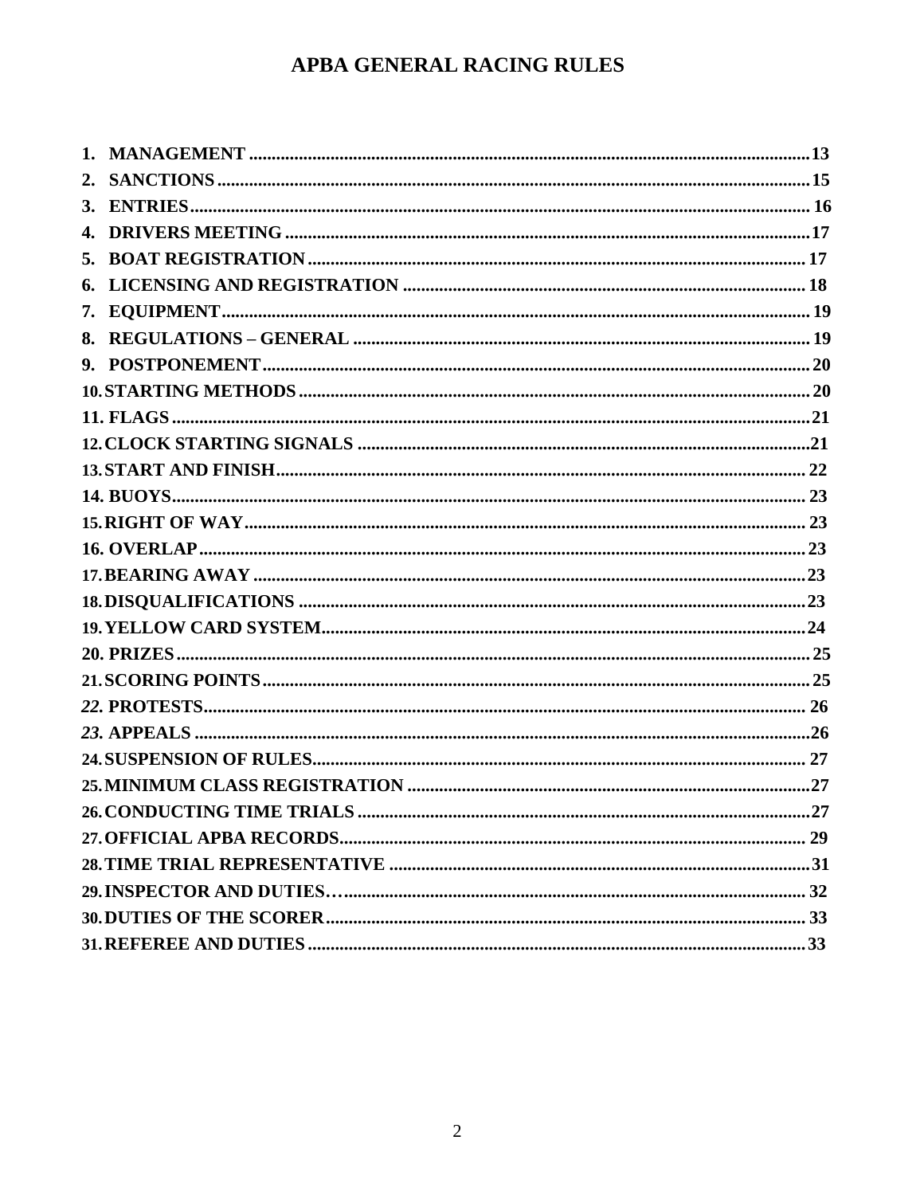# APBA GENERAL RACING RULES

1. MANAGEMENT ........................................ 13
2. SANCTIONS ........................................ 15
3. ENTRIES ........................................ 16
4. DRIVERS MEETING ........................................ 17
5. BOAT REGISTRATION ........................................ 17
6. LICENSING AND REGISTRATION ........................................ 18
7. EQUIPMENT ........................................ 19
8. REGULATIONS – GENERAL ........................................ 19
9. POSTPONEMENT ........................................ 20
10. STARTING METHODS ........................................ 20
11. FLAGS ........................................ 21
12. CLOCK STARTING SIGNALS ........................................ 21
13. START AND FINISH ........................................ 22
14. BUOYS ........................................ 23
15. RIGHT OF WAY ........................................ 23
16. OVERLAP ........................................ 23
17. BEARING AWAY ........................................ 23
18. DISQUALIFICATIONS ........................................ 23
19. YELLOW CARD SYSTEM ........................................ 24
20. PRIZES ........................................ 25
21. SCORING POINTS ........................................ 25
22. PROTESTS ........................................ 26
23. APPEALS ........................................ 26
24. SUSPENSION OF RULES ........................................ 27
25. MINIMUM CLASS REGISTRATION ........................................ 27
26. CONDUCTING TIME TRIALS ........................................ 27
27. OFFICIAL APBA RECORDS ........................................ 29
28. TIME TRIAL REPRESENTATIVE ........................................ 31
29. INSPECTOR AND DUTIES… ........................................ 32
30. DUTIES OF THE SCORER ........................................ 33
31. REFEREE AND DUTIES ........................................ 33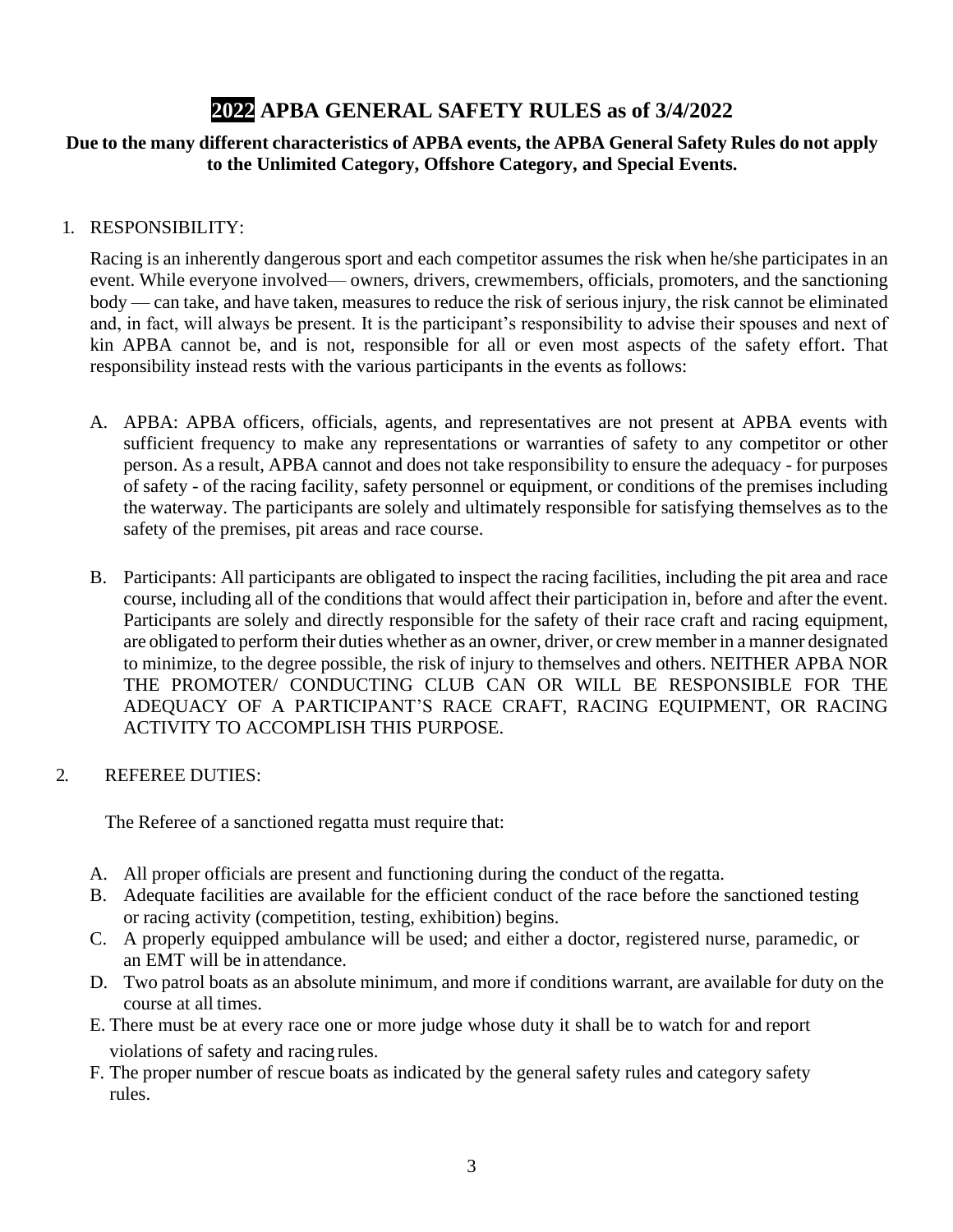# 2022 APBA GENERAL SAFETY RULES as of 3/4/2022

**Due to the many different characteristics of APBA events, the APBA General Safety Rules do not apply to the Unlimited Category, Offshore Category, and Special Events.**

1. RESPONSIBILITY:

   Racing is an inherently dangerous sport and each competitor assumes the risk when he/she participates in an event. While everyone involved— owners, drivers, crewmembers, officials, promoters, and the sanctioning body — can take, and have taken, measures to reduce the risk of serious injury, the risk cannot be eliminated and, in fact, will always be present. It is the participant's responsibility to advise their spouses and next of kin APBA cannot be, and is not, responsible for all or even most aspects of the safety effort. That responsibility instead rests with the various participants in the events as follows:

   A. APBA: APBA officers, officials, agents, and representatives are not present at APBA events with sufficient frequency to make any representations or warranties of safety to any competitor or other person. As a result, APBA cannot and does not take responsibility to ensure the adequacy - for purposes of safety - of the racing facility, safety personnel or equipment, or conditions of the premises including the waterway. The participants are solely and ultimately responsible for satisfying themselves as to the safety of the premises, pit areas and race course.

   B. Participants: All participants are obligated to inspect the racing facilities, including the pit area and race course, including all of the conditions that would affect their participation in, before and after the event. Participants are solely and directly responsible for the safety of their race craft and racing equipment, are obligated to perform their duties whether as an owner, driver, or crew member in a manner designated to minimize, to the degree possible, the risk of injury to themselves and others. NEITHER APBA NOR THE PROMOTER/ CONDUCTING CLUB CAN OR WILL BE RESPONSIBLE FOR THE ADEQUACY OF A PARTICIPANT'S RACE CRAFT, RACING EQUIPMENT, OR RACING ACTIVITY TO ACCOMPLISH THIS PURPOSE.

2. REFEREE DUTIES:

   The Referee of a sanctioned regatta must require that:

   A. All proper officials are present and functioning during the conduct of the regatta.
   B. Adequate facilities are available for the efficient conduct of the race before the sanctioned testing or racing activity (competition, testing, exhibition) begins.
   C. A properly equipped ambulance will be used; and either a doctor, registered nurse, paramedic, or an EMT will be in attendance.
   D. Two patrol boats as an absolute minimum, and more if conditions warrant, are available for duty on the course at all times.
   E. There must be at every race one or more judge whose duty it shall be to watch for and report violations of safety and racing rules.
   F. The proper number of rescue boats as indicated by the general safety rules and category safety rules.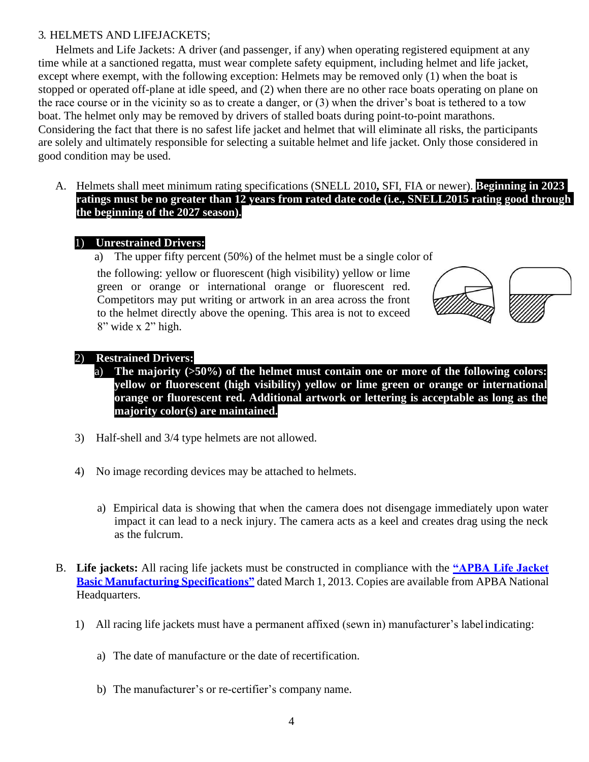3. HELMETS AND LIFEJACKETS;

Helmets and Life Jackets: A driver (and passenger, if any) when operating registered equipment at any time while at a sanctioned regatta, must wear complete safety equipment, including helmet and life jacket, except where exempt, with the following exception: Helmets may be removed only (1) when the boat is stopped or operated off-plane at idle speed, and (2) when there are no other race boats operating on plane on the race course or in the vicinity so as to create a danger, or (3) when the driver's boat is tethered to a tow boat. The helmet only may be removed by drivers of stalled boats during point-to-point marathons. Considering the fact that there is no safest life jacket and helmet that will eliminate all risks, the participants are solely and ultimately responsible for selecting a suitable helmet and life jacket. Only those considered in good condition may be used.

A. Helmets shall meet minimum rating specifications (SNELL 2010**,** SFI, FIA or newer). **Beginning in 2023 ratings must be no greater than 12 years from rated date code (i.e., SNELL2015 rating good through the beginning of the 2027 season).**

1) **Unrestrained Drivers:**

a) The upper fifty percent (50%) of the helmet must be a single color of the following: yellow or fluorescent (high visibility) yellow or lime green or orange or international orange or fluorescent red. Competitors may put writing or artwork in an area across the front to the helmet directly above the opening. This area is not to exceed 8" wide x 2" high.

2) **Restrained Drivers:**

a) **The majority (>50%) of the helmet must contain one or more of the following colors: yellow or fluorescent (high visibility) yellow or lime green or orange or international orange or fluorescent red. Additional artwork or lettering is acceptable as long as the majority color(s) are maintained.**

3) Half-shell and 3/4 type helmets are not allowed.

4) No image recording devices may be attached to helmets.

a) Empirical data is showing that when the camera does not disengage immediately upon water impact it can lead to a neck injury. The camera acts as a keel and creates drag using the neck as the fulcrum.

B. **Life jackets:** All racing life jackets must be constructed in compliance with the **"APBA Life Jacket Basic Manufacturing Specifications"** dated March 1, 2013. Copies are available from APBA National Headquarters.

1) All racing life jackets must have a permanent affixed (sewn in) manufacturer's label indicating:

a) The date of manufacture or the date of recertification.

b) The manufacturer's or re-certifier's company name.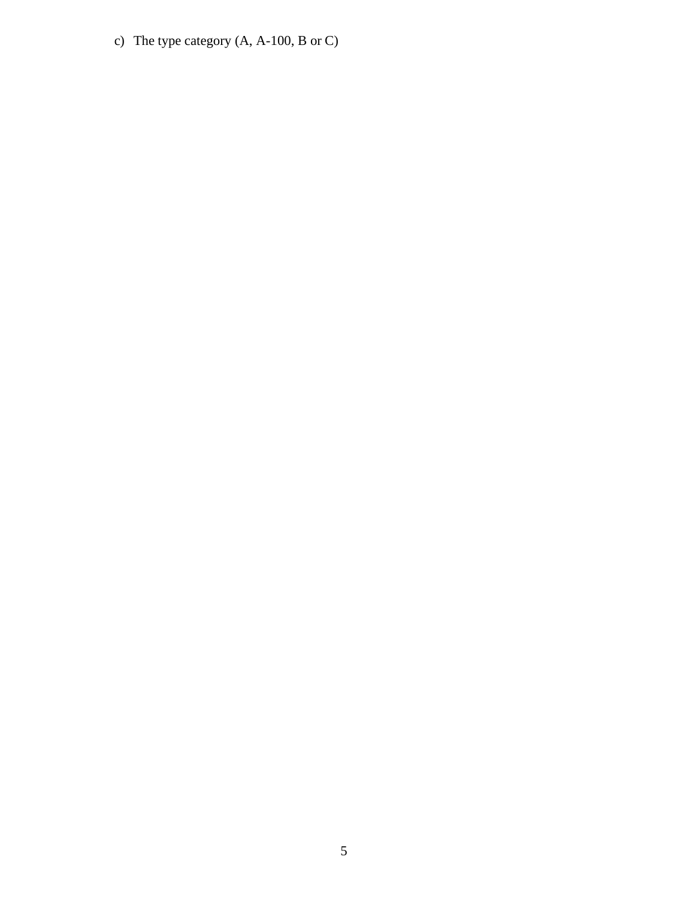c) The type category (A, A-100, B or C)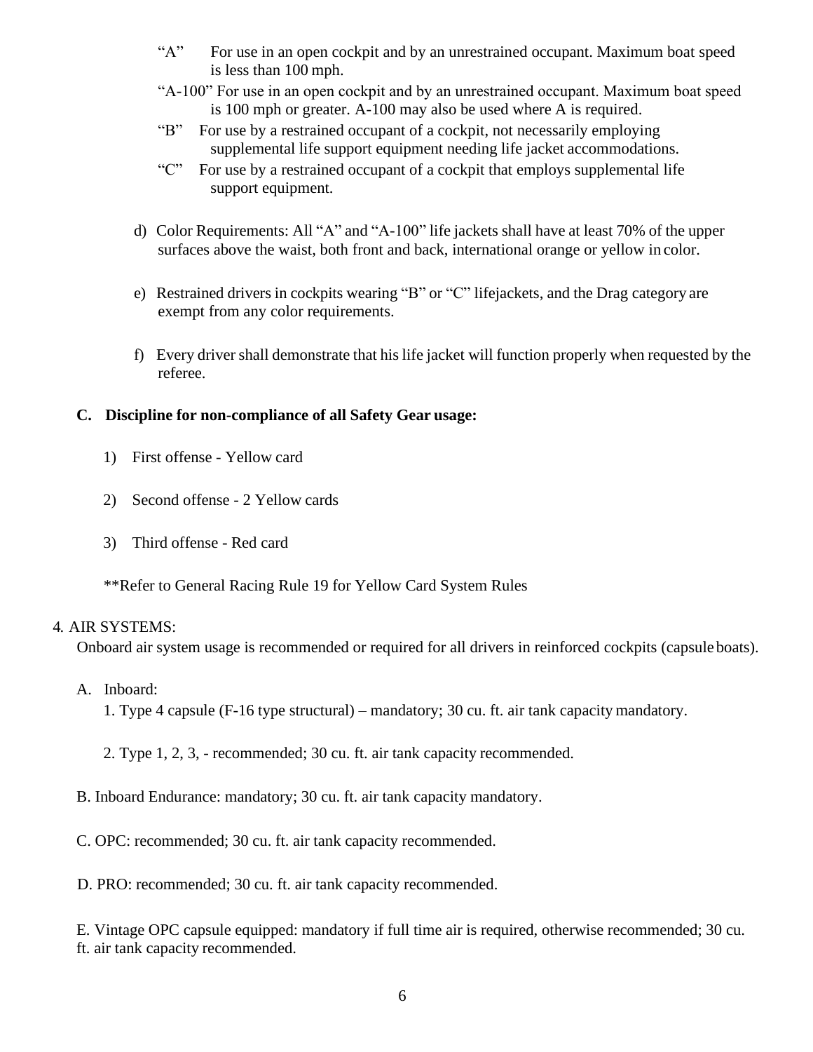- "A" For use in an open cockpit and by an unrestrained occupant. Maximum boat speed is less than 100 mph.
- "A-100" For use in an open cockpit and by an unrestrained occupant. Maximum boat speed is 100 mph or greater. A-100 may also be used where A is required.
- "B" For use by a restrained occupant of a cockpit, not necessarily employing supplemental life support equipment needing life jacket accommodations.
- "C" For use by a restrained occupant of a cockpit that employs supplemental life support equipment.

d) Color Requirements: All "A" and "A-100" life jackets shall have at least 70% of the upper surfaces above the waist, both front and back, international orange or yellow in color.

e) Restrained drivers in cockpits wearing "B" or "C" lifejackets, and the Drag category are exempt from any color requirements.

f) Every driver shall demonstrate that his life jacket will function properly when requested by the referee.

**C. Discipline for non-compliance of all Safety Gear usage:**

1) First offense - Yellow card

2) Second offense - 2 Yellow cards

3) Third offense - Red card

**Refer to General Racing Rule 19 for Yellow Card System Rules

4. AIR SYSTEMS:

Onboard air system usage is recommended or required for all drivers in reinforced cockpits (capsule boats).

A. Inboard:

1. Type 4 capsule (F-16 type structural) – mandatory; 30 cu. ft. air tank capacity mandatory.

2. Type 1, 2, 3, - recommended; 30 cu. ft. air tank capacity recommended.

B. Inboard Endurance: mandatory; 30 cu. ft. air tank capacity mandatory.

C. OPC: recommended; 30 cu. ft. air tank capacity recommended.

D. PRO: recommended; 30 cu. ft. air tank capacity recommended.

E. Vintage OPC capsule equipped: mandatory if full time air is required, otherwise recommended; 30 cu. ft. air tank capacity recommended.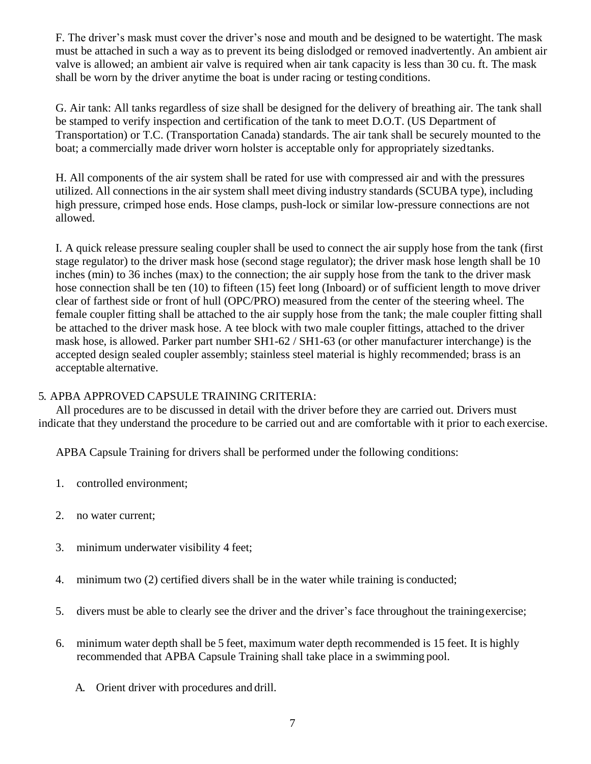F. The driver's mask must cover the driver's nose and mouth and be designed to be watertight. The mask must be attached in such a way as to prevent its being dislodged or removed inadvertently. An ambient air valve is allowed; an ambient air valve is required when air tank capacity is less than 30 cu. ft. The mask shall be worn by the driver anytime the boat is under racing or testing conditions.

G. Air tank: All tanks regardless of size shall be designed for the delivery of breathing air. The tank shall be stamped to verify inspection and certification of the tank to meet D.O.T. (US Department of Transportation) or T.C. (Transportation Canada) standards. The air tank shall be securely mounted to the boat; a commercially made driver worn holster is acceptable only for appropriately sized tanks.

H. All components of the air system shall be rated for use with compressed air and with the pressures utilized. All connections in the air system shall meet diving industry standards (SCUBA type), including high pressure, crimped hose ends. Hose clamps, push-lock or similar low-pressure connections are not allowed.

I. A quick release pressure sealing coupler shall be used to connect the air supply hose from the tank (first stage regulator) to the driver mask hose (second stage regulator); the driver mask hose length shall be 10 inches (min) to 36 inches (max) to the connection; the air supply hose from the tank to the driver mask hose connection shall be ten (10) to fifteen (15) feet long (Inboard) or of sufficient length to move driver clear of farthest side or front of hull (OPC/PRO) measured from the center of the steering wheel. The female coupler fitting shall be attached to the air supply hose from the tank; the male coupler fitting shall be attached to the driver mask hose. A tee block with two male coupler fittings, attached to the driver mask hose, is allowed. Parker part number SH1-62 / SH1-63 (or other manufacturer interchange) is the accepted design sealed coupler assembly; stainless steel material is highly recommended; brass is an acceptable alternative.

5. APBA APPROVED CAPSULE TRAINING CRITERIA:

All procedures are to be discussed in detail with the driver before they are carried out. Drivers must indicate that they understand the procedure to be carried out and are comfortable with it prior to each exercise.

APBA Capsule Training for drivers shall be performed under the following conditions:

1. controlled environment;
2. no water current;
3. minimum underwater visibility 4 feet;
4. minimum two (2) certified divers shall be in the water while training is conducted;
5. divers must be able to clearly see the driver and the driver's face throughout the training exercise;
6. minimum water depth shall be 5 feet, maximum water depth recommended is 15 feet. It is highly recommended that APBA Capsule Training shall take place in a swimming pool.

   A. Orient driver with procedures and drill.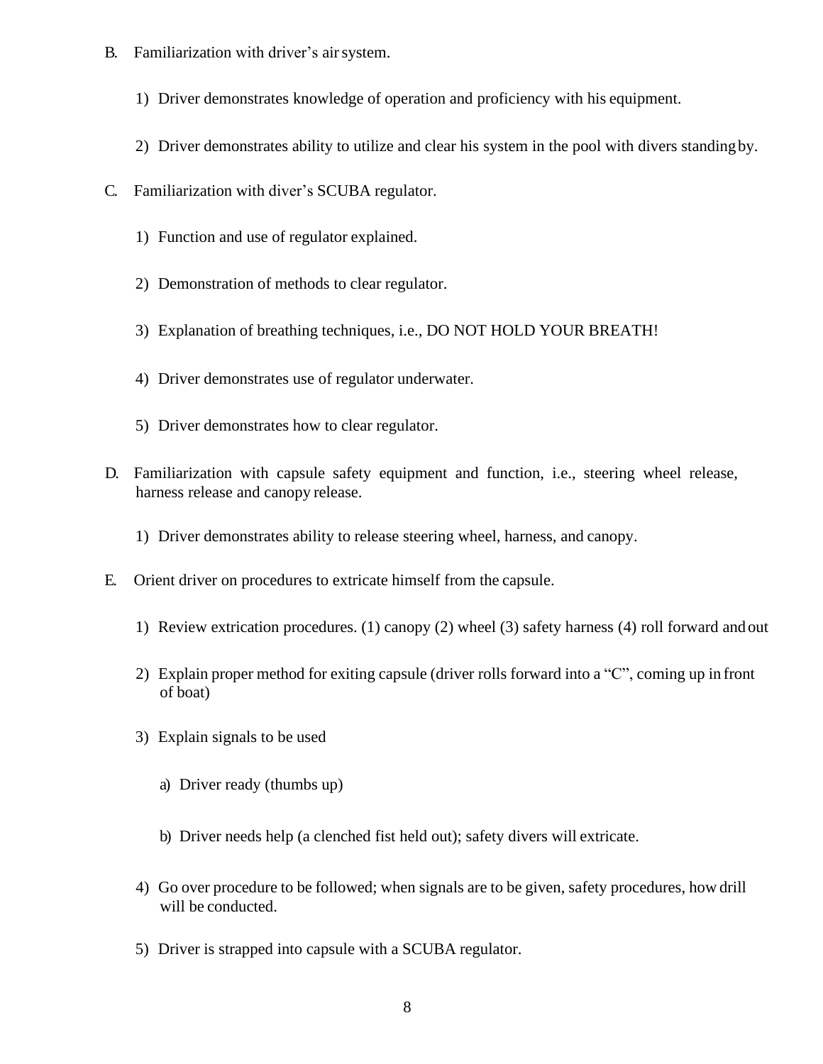B. Familiarization with driver's air system.

   1) Driver demonstrates knowledge of operation and proficiency with his equipment.

   2) Driver demonstrates ability to utilize and clear his system in the pool with divers standing by.

C. Familiarization with diver's SCUBA regulator.

   1) Function and use of regulator explained.

   2) Demonstration of methods to clear regulator.

   3) Explanation of breathing techniques, i.e., DO NOT HOLD YOUR BREATH!

   4) Driver demonstrates use of regulator underwater.

   5) Driver demonstrates how to clear regulator.

D. Familiarization with capsule safety equipment and function, i.e., steering wheel release, harness release and canopy release.

   1) Driver demonstrates ability to release steering wheel, harness, and canopy.

E. Orient driver on procedures to extricate himself from the capsule.

   1) Review extrication procedures. (1) canopy (2) wheel (3) safety harness (4) roll forward and out

   2) Explain proper method for exiting capsule (driver rolls forward into a "C", coming up in front of boat)

   3) Explain signals to be used

      a) Driver ready (thumbs up)

      b) Driver needs help (a clenched fist held out); safety divers will extricate.

   4) Go over procedure to be followed; when signals are to be given, safety procedures, how drill will be conducted.

   5) Driver is strapped into capsule with a SCUBA regulator.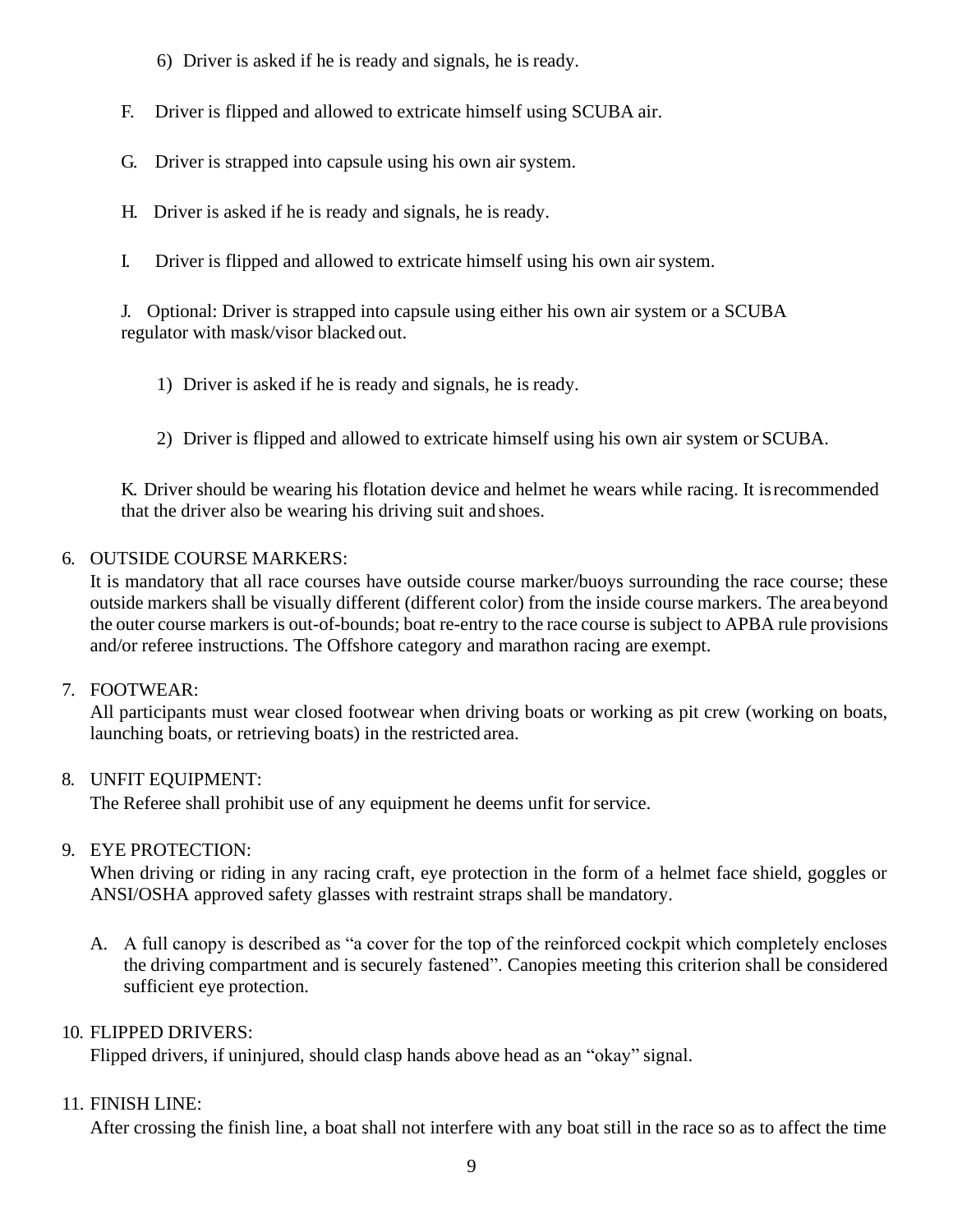6) Driver is asked if he is ready and signals, he is ready.

F. Driver is flipped and allowed to extricate himself using SCUBA air.

G. Driver is strapped into capsule using his own air system.

H. Driver is asked if he is ready and signals, he is ready.

I. Driver is flipped and allowed to extricate himself using his own air system.

J. Optional: Driver is strapped into capsule using either his own air system or a SCUBA regulator with mask/visor blacked out.

1) Driver is asked if he is ready and signals, he is ready.

2) Driver is flipped and allowed to extricate himself using his own air system or SCUBA.

K. Driver should be wearing his flotation device and helmet he wears while racing. It is recommended that the driver also be wearing his driving suit and shoes.

6. OUTSIDE COURSE MARKERS:
It is mandatory that all race courses have outside course marker/buoys surrounding the race course; these outside markers shall be visually different (different color) from the inside course markers. The area beyond the outer course markers is out-of-bounds; boat re-entry to the race course is subject to APBA rule provisions and/or referee instructions. The Offshore category and marathon racing are exempt.

7. FOOTWEAR:
All participants must wear closed footwear when driving boats or working as pit crew (working on boats, launching boats, or retrieving boats) in the restricted area.

8. UNFIT EQUIPMENT:
The Referee shall prohibit use of any equipment he deems unfit for service.

9. EYE PROTECTION:
When driving or riding in any racing craft, eye protection in the form of a helmet face shield, goggles or ANSI/OSHA approved safety glasses with restraint straps shall be mandatory.

   A. A full canopy is described as “a cover for the top of the reinforced cockpit which completely encloses the driving compartment and is securely fastened”. Canopies meeting this criterion shall be considered sufficient eye protection.

10. FLIPPED DRIVERS:
Flipped drivers, if uninjured, should clasp hands above head as an “okay” signal.

11. FINISH LINE:
After crossing the finish line, a boat shall not interfere with any boat still in the race so as to affect the time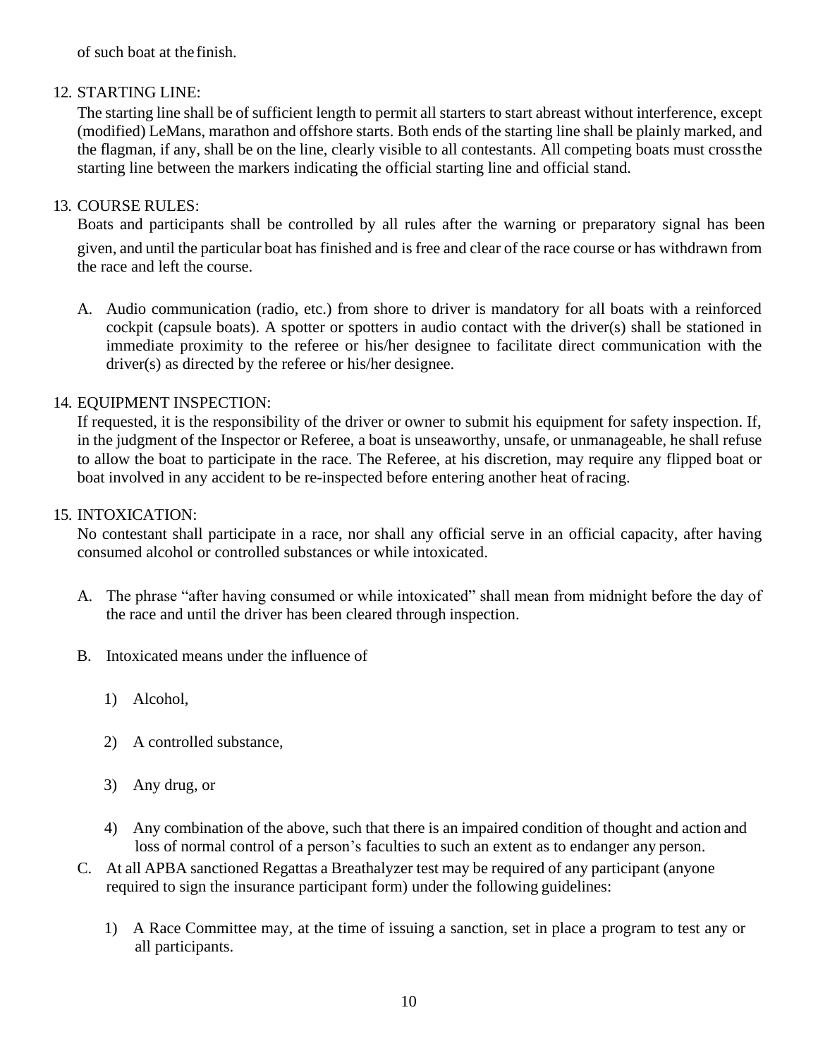of such boat at the finish.

12. STARTING LINE:

    The starting line shall be of sufficient length to permit all starters to start abreast without interference, except (modified) LeMans, marathon and offshore starts. Both ends of the starting line shall be plainly marked, and the flagman, if any, shall be on the line, clearly visible to all contestants. All competing boats must cross the starting line between the markers indicating the official starting line and official stand.

13. COURSE RULES:

    Boats and participants shall be controlled by all rules after the warning or preparatory signal has been given, and until the particular boat has finished and is free and clear of the race course or has withdrawn from the race and left the course.

    A. Audio communication (radio, etc.) from shore to driver is mandatory for all boats with a reinforced cockpit (capsule boats). A spotter or spotters in audio contact with the driver(s) shall be stationed in immediate proximity to the referee or his/her designee to facilitate direct communication with the driver(s) as directed by the referee or his/her designee.

14. EQUIPMENT INSPECTION:

    If requested, it is the responsibility of the driver or owner to submit his equipment for safety inspection. If, in the judgment of the Inspector or Referee, a boat is unseaworthy, unsafe, or unmanageable, he shall refuse to allow the boat to participate in the race. The Referee, at his discretion, may require any flipped boat or boat involved in any accident to be re-inspected before entering another heat of racing.

15. INTOXICATION:

    No contestant shall participate in a race, nor shall any official serve in an official capacity, after having consumed alcohol or controlled substances or while intoxicated.

    A. The phrase "after having consumed or while intoxicated" shall mean from midnight before the day of the race and until the driver has been cleared through inspection.

    B. Intoxicated means under the influence of

       1) Alcohol,

       2) A controlled substance,

       3) Any drug, or

       4) Any combination of the above, such that there is an impaired condition of thought and action and loss of normal control of a person's faculties to such an extent as to endanger any person.

    C. At all APBA sanctioned Regattas a Breathalyzer test may be required of any participant (anyone required to sign the insurance participant form) under the following guidelines:

       1) A Race Committee may, at the time of issuing a sanction, set in place a program to test any or all participants.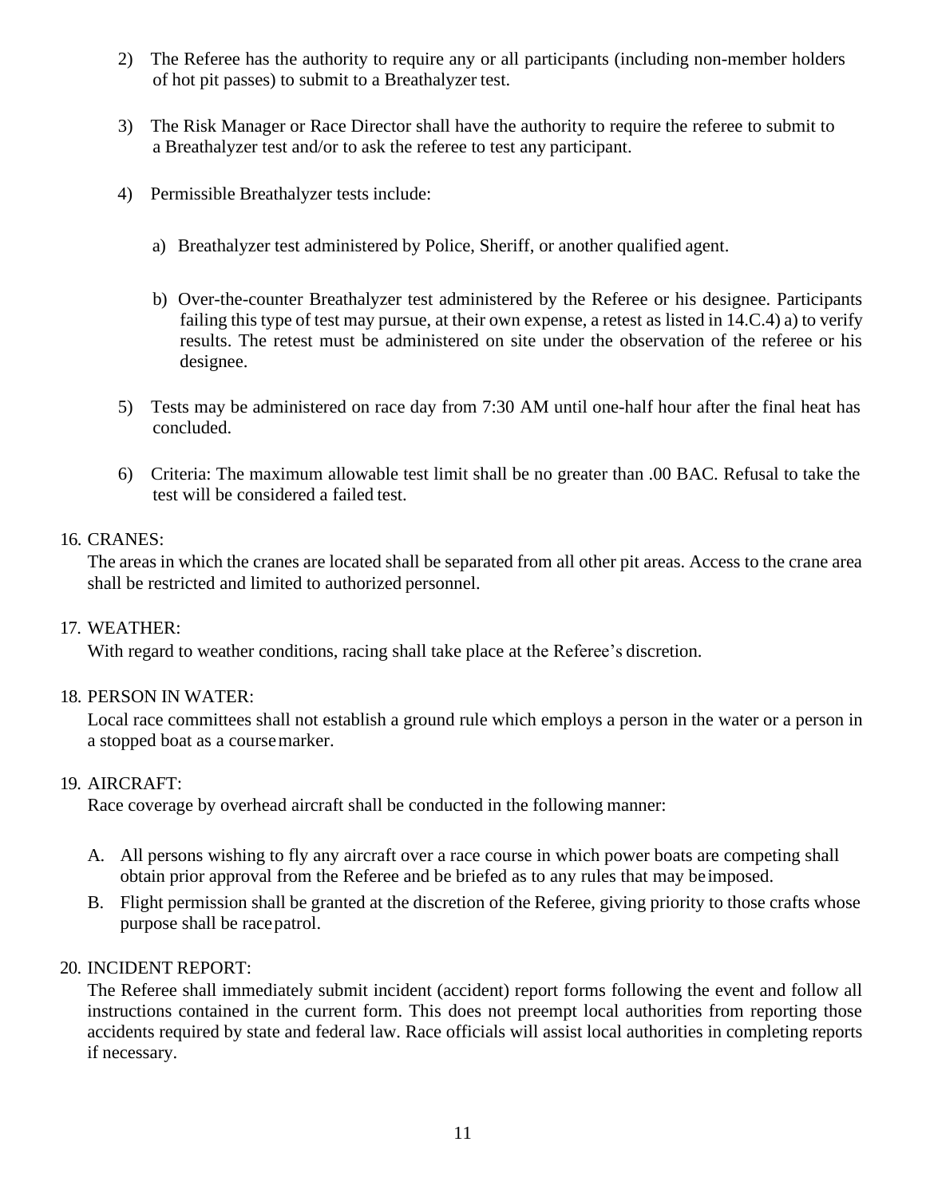2) The Referee has the authority to require any or all participants (including non-member holders of hot pit passes) to submit to a Breathalyzer test.

3) The Risk Manager or Race Director shall have the authority to require the referee to submit to a Breathalyzer test and/or to ask the referee to test any participant.

4) Permissible Breathalyzer tests include:

   a) Breathalyzer test administered by Police, Sheriff, or another qualified agent.

   b) Over-the-counter Breathalyzer test administered by the Referee or his designee. Participants failing this type of test may pursue, at their own expense, a retest as listed in 14.C.4) a) to verify results. The retest must be administered on site under the observation of the referee or his designee.

5) Tests may be administered on race day from 7:30 AM until one-half hour after the final heat has concluded.

6) Criteria: The maximum allowable test limit shall be no greater than .00 BAC. Refusal to take the test will be considered a failed test.

16. CRANES:

The areas in which the cranes are located shall be separated from all other pit areas. Access to the crane area shall be restricted and limited to authorized personnel.

17. WEATHER:

With regard to weather conditions, racing shall take place at the Referee's discretion.

18. PERSON IN WATER:

Local race committees shall not establish a ground rule which employs a person in the water or a person in a stopped boat as a course marker.

19. AIRCRAFT:

Race coverage by overhead aircraft shall be conducted in the following manner:

A. All persons wishing to fly any aircraft over a race course in which power boats are competing shall obtain prior approval from the Referee and be briefed as to any rules that may be imposed.

B. Flight permission shall be granted at the discretion of the Referee, giving priority to those crafts whose purpose shall be race patrol.

20. INCIDENT REPORT:

The Referee shall immediately submit incident (accident) report forms following the event and follow all instructions contained in the current form. This does not preempt local authorities from reporting those accidents required by state and federal law. Race officials will assist local authorities in completing reports if necessary.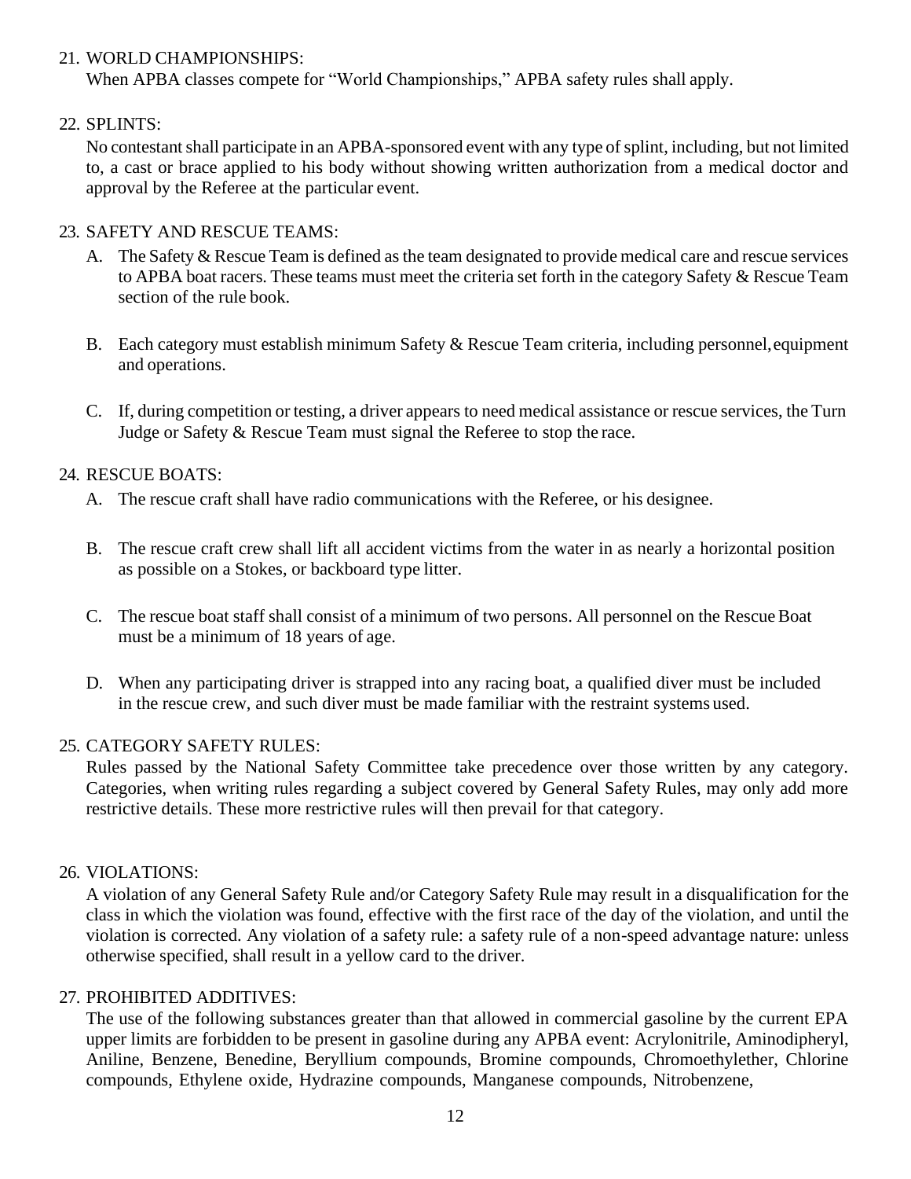21. WORLD CHAMPIONSHIPS:
    When APBA classes compete for "World Championships," APBA safety rules shall apply.

22. SPLINTS:
    No contestant shall participate in an APBA-sponsored event with any type of splint, including, but not limited to, a cast or brace applied to his body without showing written authorization from a medical doctor and approval by the Referee at the particular event.

23. SAFETY AND RESCUE TEAMS:
    A. The Safety & Rescue Team is defined as the team designated to provide medical care and rescue services to APBA boat racers. These teams must meet the criteria set forth in the category Safety & Rescue Team section of the rule book.

    B. Each category must establish minimum Safety & Rescue Team criteria, including personnel, equipment and operations.

    C. If, during competition or testing, a driver appears to need medical assistance or rescue services, the Turn Judge or Safety & Rescue Team must signal the Referee to stop the race.

24. RESCUE BOATS:
    A. The rescue craft shall have radio communications with the Referee, or his designee.

    B. The rescue craft crew shall lift all accident victims from the water in as nearly a horizontal position as possible on a Stokes, or backboard type litter.

    C. The rescue boat staff shall consist of a minimum of two persons. All personnel on the Rescue Boat must be a minimum of 18 years of age.

    D. When any participating driver is strapped into any racing boat, a qualified diver must be included in the rescue crew, and such diver must be made familiar with the restraint systems used.

25. CATEGORY SAFETY RULES:
    Rules passed by the National Safety Committee take precedence over those written by any category. Categories, when writing rules regarding a subject covered by General Safety Rules, may only add more restrictive details. These more restrictive rules will then prevail for that category.

26. VIOLATIONS:
    A violation of any General Safety Rule and/or Category Safety Rule may result in a disqualification for the class in which the violation was found, effective with the first race of the day of the violation, and until the violation is corrected. Any violation of a safety rule: a safety rule of a non-speed advantage nature: unless otherwise specified, shall result in a yellow card to the driver.

27. PROHIBITED ADDITIVES:
    The use of the following substances greater than that allowed in commercial gasoline by the current EPA upper limits are forbidden to be present in gasoline during any APBA event: Acrylonitrile, Aminodipheryl, Aniline, Benzene, Benedine, Beryllium compounds, Bromine compounds, Chromoethylether, Chlorine compounds, Ethylene oxide, Hydrazine compounds, Manganese compounds, Nitrobenzene,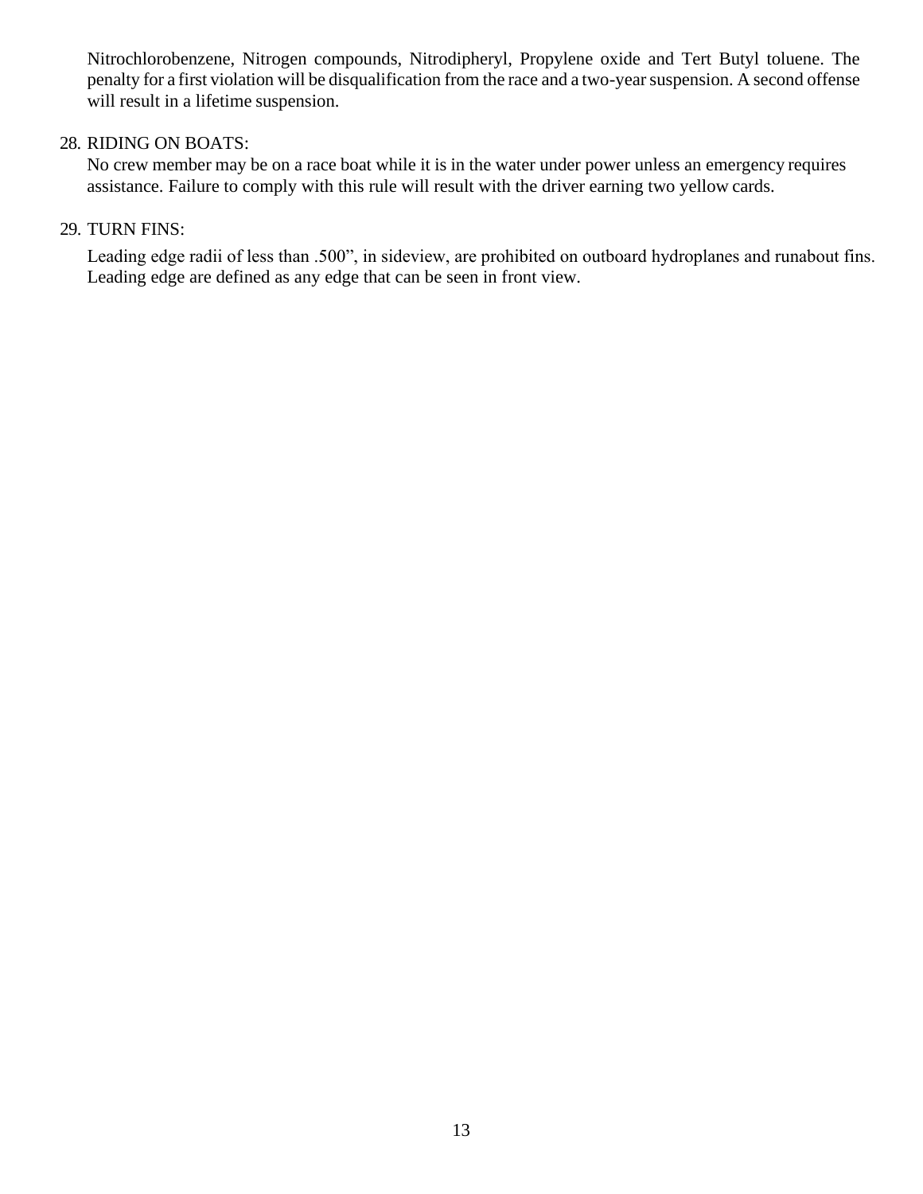Nitrochlorobenzene, Nitrogen compounds, Nitrodipheryl, Propylene oxide and Tert Butyl toluene. The penalty for a first violation will be disqualification from the race and a two-year suspension. A second offense will result in a lifetime suspension.

28. RIDING ON BOATS:

No crew member may be on a race boat while it is in the water under power unless an emergency requires assistance. Failure to comply with this rule will result with the driver earning two yellow cards.

29. TURN FINS:

Leading edge radii of less than .500", in sideview, are prohibited on outboard hydroplanes and runabout fins. Leading edge are defined as any edge that can be seen in front view.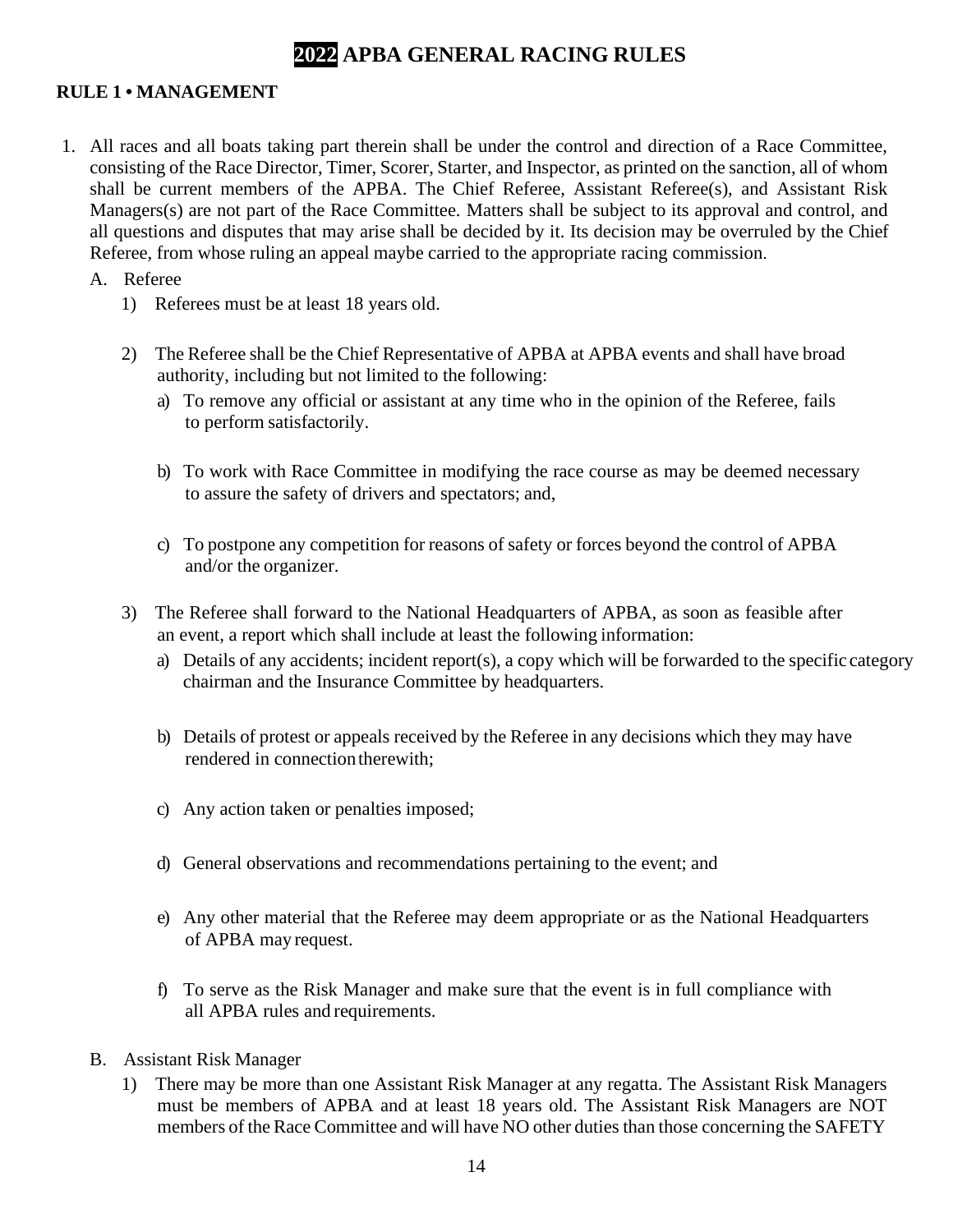# 2022 APBA GENERAL RACING RULES

## RULE 1 • MANAGEMENT

1. All races and all boats taking part therein shall be under the control and direction of a Race Committee, consisting of the Race Director, Timer, Scorer, Starter, and Inspector, as printed on the sanction, all of whom shall be current members of the APBA. The Chief Referee, Assistant Referee(s), and Assistant Risk Managers(s) are not part of the Race Committee. Matters shall be subject to its approval and control, and all questions and disputes that may arise shall be decided by it. Its decision may be overruled by the Chief Referee, from whose ruling an appeal maybe carried to the appropriate racing commission.

   A. Referee

      1) Referees must be at least 18 years old.

      2) The Referee shall be the Chief Representative of APBA at APBA events and shall have broad authority, including but not limited to the following:

         a) To remove any official or assistant at any time who in the opinion of the Referee, fails to perform satisfactorily.

         b) To work with Race Committee in modifying the race course as may be deemed necessary to assure the safety of drivers and spectators; and,

         c) To postpone any competition for reasons of safety or forces beyond the control of APBA and/or the organizer.

      3) The Referee shall forward to the National Headquarters of APBA, as soon as feasible after an event, a report which shall include at least the following information:

         a) Details of any accidents; incident report(s), a copy which will be forwarded to the specific category chairman and the Insurance Committee by headquarters.

         b) Details of protest or appeals received by the Referee in any decisions which they may have rendered in connection therewith;

         c) Any action taken or penalties imposed;

         d) General observations and recommendations pertaining to the event; and

         e) Any other material that the Referee may deem appropriate or as the National Headquarters of APBA may request.

         f) To serve as the Risk Manager and make sure that the event is in full compliance with all APBA rules and requirements.

   B. Assistant Risk Manager

      1) There may be more than one Assistant Risk Manager at any regatta. The Assistant Risk Managers must be members of APBA and at least 18 years old. The Assistant Risk Managers are NOT members of the Race Committee and will have NO other duties than those concerning the SAFETY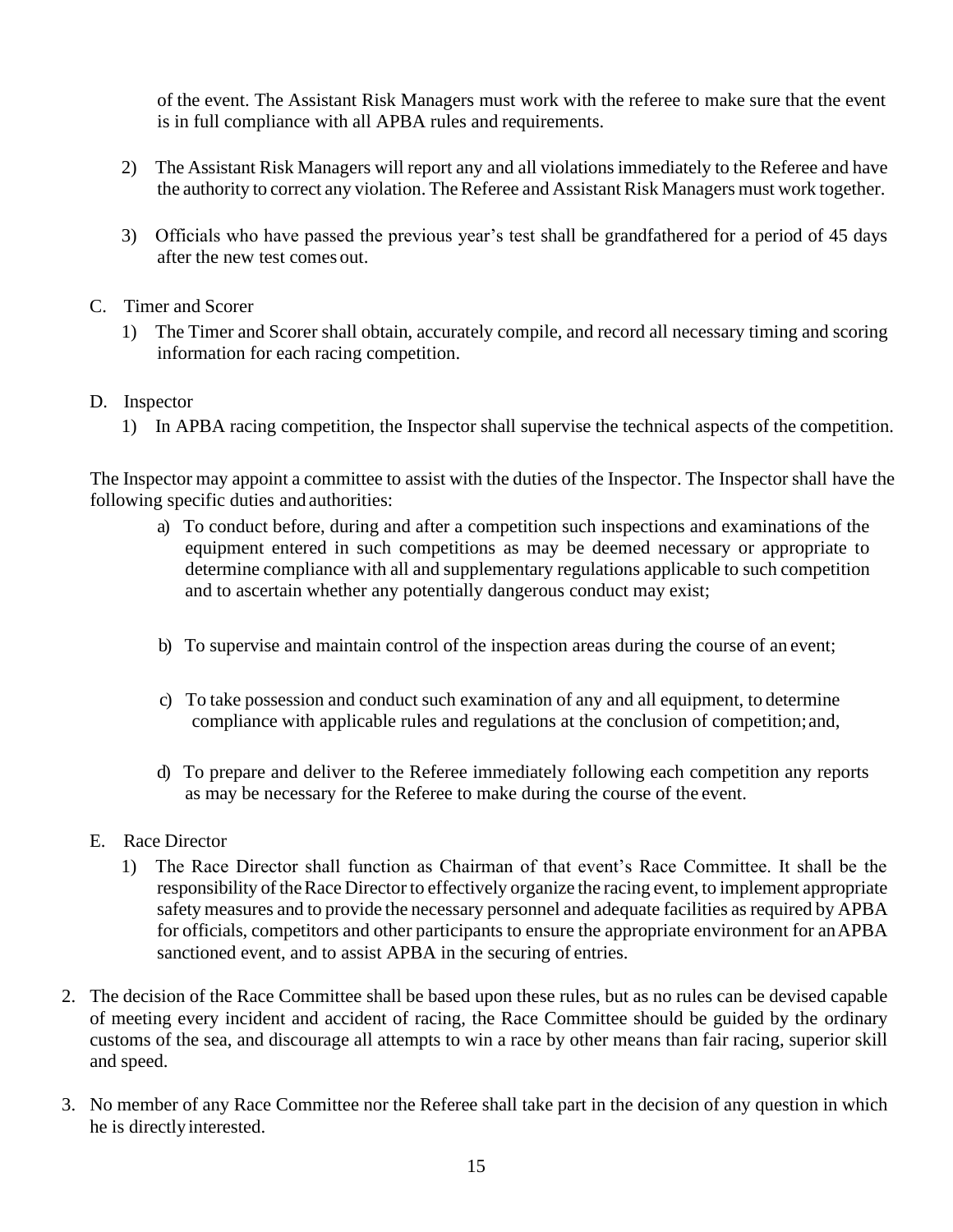of the event. The Assistant Risk Managers must work with the referee to make sure that the event is in full compliance with all APBA rules and requirements.

2) The Assistant Risk Managers will report any and all violations immediately to the Referee and have the authority to correct any violation. The Referee and Assistant Risk Managers must work together.

3) Officials who have passed the previous year's test shall be grandfathered for a period of 45 days after the new test comes out.

C. Timer and Scorer

1) The Timer and Scorer shall obtain, accurately compile, and record all necessary timing and scoring information for each racing competition.

D. Inspector

1) In APBA racing competition, the Inspector shall supervise the technical aspects of the competition.

The Inspector may appoint a committee to assist with the duties of the Inspector. The Inspector shall have the following specific duties and authorities:

a) To conduct before, during and after a competition such inspections and examinations of the equipment entered in such competitions as may be deemed necessary or appropriate to determine compliance with all and supplementary regulations applicable to such competition and to ascertain whether any potentially dangerous conduct may exist;

b) To supervise and maintain control of the inspection areas during the course of an event;

c) To take possession and conduct such examination of any and all equipment, to determine compliance with applicable rules and regulations at the conclusion of competition; and,

d) To prepare and deliver to the Referee immediately following each competition any reports as may be necessary for the Referee to make during the course of the event.

E. Race Director

1) The Race Director shall function as Chairman of that event's Race Committee. It shall be the responsibility of the Race Director to effectively organize the racing event, to implement appropriate safety measures and to provide the necessary personnel and adequate facilities as required by APBA for officials, competitors and other participants to ensure the appropriate environment for an APBA sanctioned event, and to assist APBA in the securing of entries.

2. The decision of the Race Committee shall be based upon these rules, but as no rules can be devised capable of meeting every incident and accident of racing, the Race Committee should be guided by the ordinary customs of the sea, and discourage all attempts to win a race by other means than fair racing, superior skill and speed.

3. No member of any Race Committee nor the Referee shall take part in the decision of any question in which he is directly interested.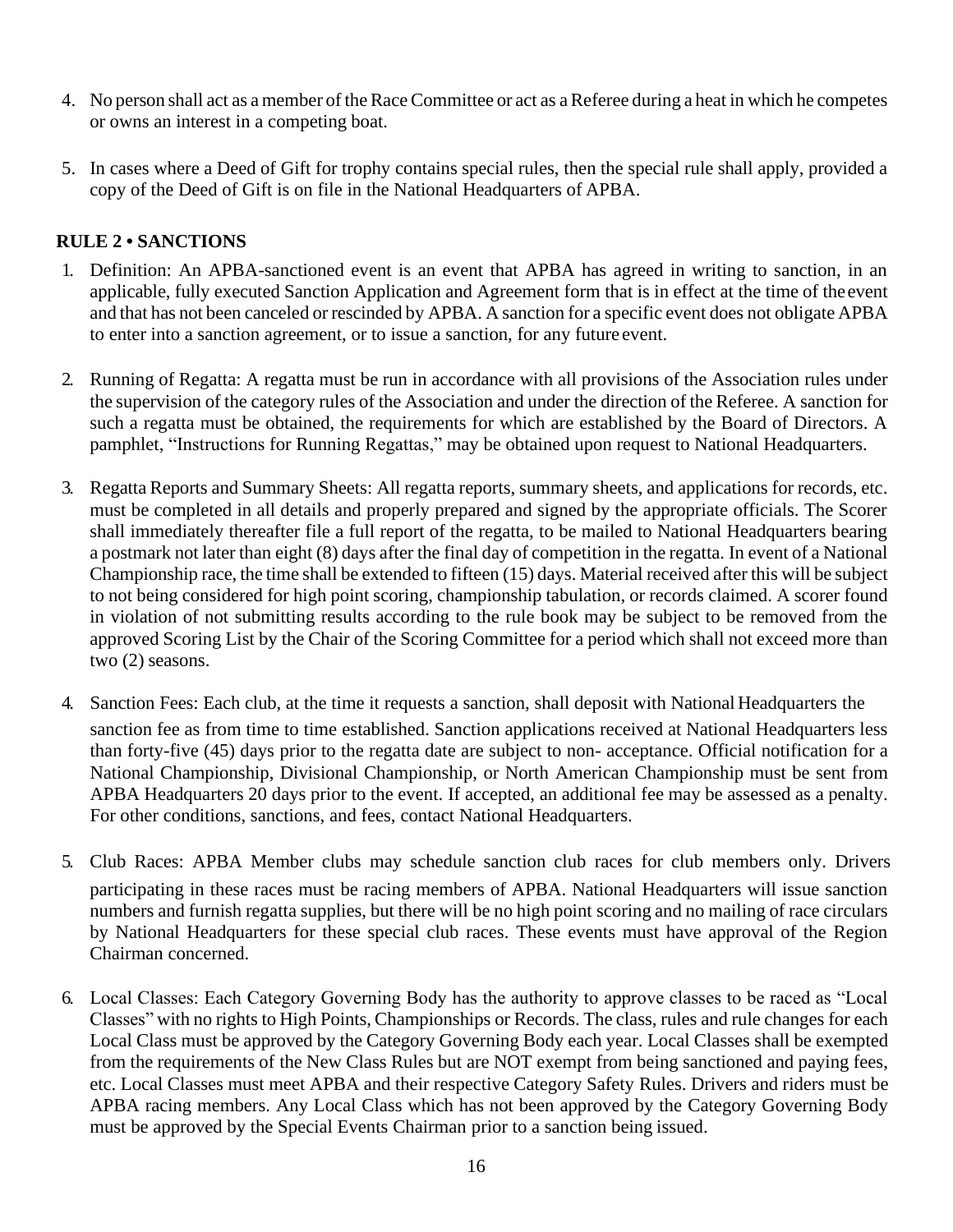4. No person shall act as a member of the Race Committee or act as a Referee during a heat in which he competes or owns an interest in a competing boat.

5. In cases where a Deed of Gift for trophy contains special rules, then the special rule shall apply, provided a copy of the Deed of Gift is on file in the National Headquarters of APBA.

## RULE 2 • SANCTIONS

1. Definition: An APBA-sanctioned event is an event that APBA has agreed in writing to sanction, in an applicable, fully executed Sanction Application and Agreement form that is in effect at the time of the event and that has not been canceled or rescinded by APBA. A sanction for a specific event does not obligate APBA to enter into a sanction agreement, or to issue a sanction, for any future event.

2. Running of Regatta: A regatta must be run in accordance with all provisions of the Association rules under the supervision of the category rules of the Association and under the direction of the Referee. A sanction for such a regatta must be obtained, the requirements for which are established by the Board of Directors. A pamphlet, "Instructions for Running Regattas," may be obtained upon request to National Headquarters.

3. Regatta Reports and Summary Sheets: All regatta reports, summary sheets, and applications for records, etc. must be completed in all details and properly prepared and signed by the appropriate officials. The Scorer shall immediately thereafter file a full report of the regatta, to be mailed to National Headquarters bearing a postmark not later than eight (8) days after the final day of competition in the regatta. In event of a National Championship race, the time shall be extended to fifteen (15) days. Material received after this will be subject to not being considered for high point scoring, championship tabulation, or records claimed. A scorer found in violation of not submitting results according to the rule book may be subject to be removed from the approved Scoring List by the Chair of the Scoring Committee for a period which shall not exceed more than two (2) seasons.

4. Sanction Fees: Each club, at the time it requests a sanction, shall deposit with National Headquarters the sanction fee as from time to time established. Sanction applications received at National Headquarters less than forty-five (45) days prior to the regatta date are subject to non- acceptance. Official notification for a National Championship, Divisional Championship, or North American Championship must be sent from APBA Headquarters 20 days prior to the event. If accepted, an additional fee may be assessed as a penalty. For other conditions, sanctions, and fees, contact National Headquarters.

5. Club Races: APBA Member clubs may schedule sanction club races for club members only. Drivers participating in these races must be racing members of APBA. National Headquarters will issue sanction numbers and furnish regatta supplies, but there will be no high point scoring and no mailing of race circulars by National Headquarters for these special club races. These events must have approval of the Region Chairman concerned.

6. Local Classes: Each Category Governing Body has the authority to approve classes to be raced as "Local Classes" with no rights to High Points, Championships or Records. The class, rules and rule changes for each Local Class must be approved by the Category Governing Body each year. Local Classes shall be exempted from the requirements of the New Class Rules but are NOT exempt from being sanctioned and paying fees, etc. Local Classes must meet APBA and their respective Category Safety Rules. Drivers and riders must be APBA racing members. Any Local Class which has not been approved by the Category Governing Body must be approved by the Special Events Chairman prior to a sanction being issued.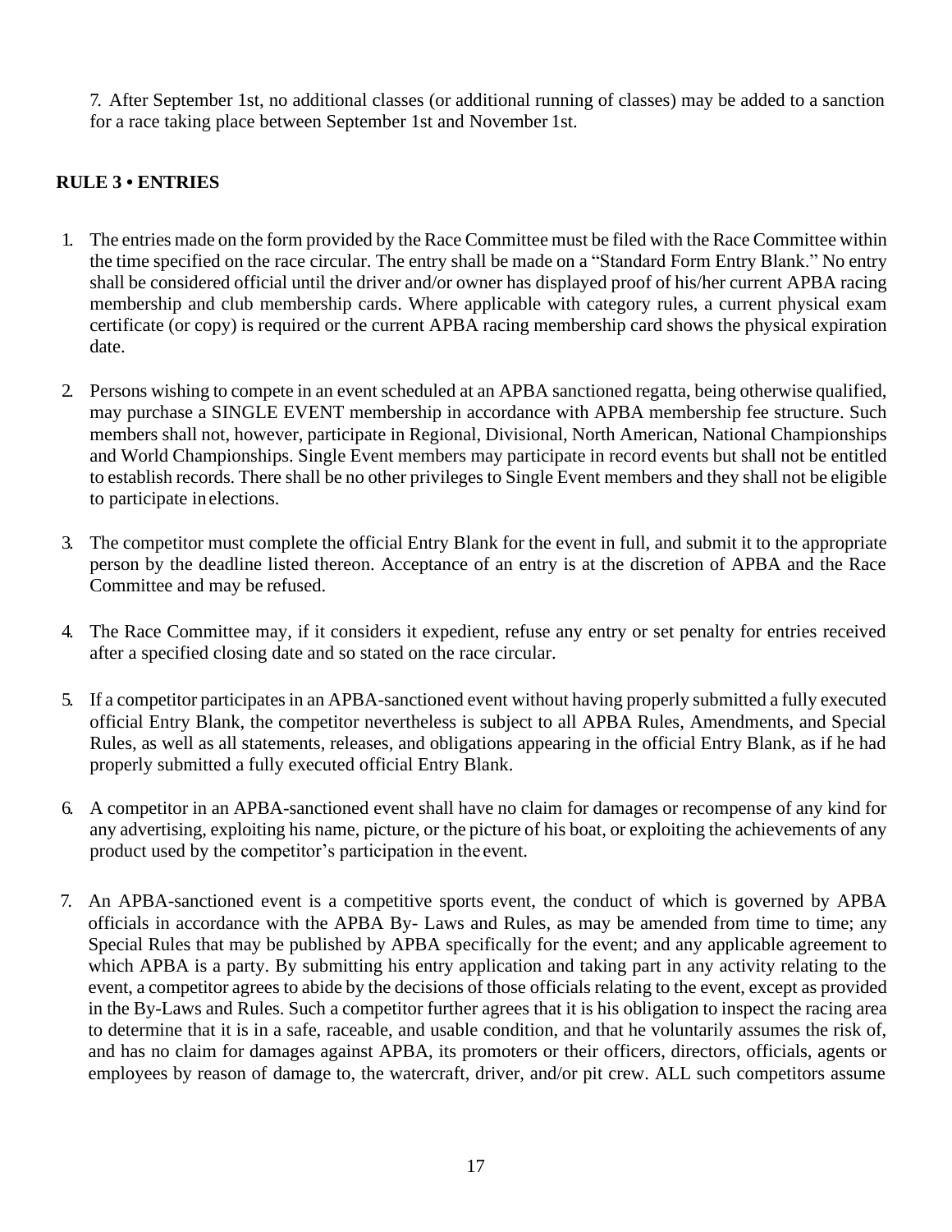7. After September 1st, no additional classes (or additional running of classes) may be added to a sanction for a race taking place between September 1st and November 1st.

## RULE 3 • ENTRIES

1. The entries made on the form provided by the Race Committee must be filed with the Race Committee within the time specified on the race circular. The entry shall be made on a "Standard Form Entry Blank." No entry shall be considered official until the driver and/or owner has displayed proof of his/her current APBA racing membership and club membership cards. Where applicable with category rules, a current physical exam certificate (or copy) is required or the current APBA racing membership card shows the physical expiration date.

2. Persons wishing to compete in an event scheduled at an APBA sanctioned regatta, being otherwise qualified, may purchase a SINGLE EVENT membership in accordance with APBA membership fee structure. Such members shall not, however, participate in Regional, Divisional, North American, National Championships and World Championships. Single Event members may participate in record events but shall not be entitled to establish records. There shall be no other privileges to Single Event members and they shall not be eligible to participate in elections.

3. The competitor must complete the official Entry Blank for the event in full, and submit it to the appropriate person by the deadline listed thereon. Acceptance of an entry is at the discretion of APBA and the Race Committee and may be refused.

4. The Race Committee may, if it considers it expedient, refuse any entry or set penalty for entries received after a specified closing date and so stated on the race circular.

5. If a competitor participates in an APBA-sanctioned event without having properly submitted a fully executed official Entry Blank, the competitor nevertheless is subject to all APBA Rules, Amendments, and Special Rules, as well as all statements, releases, and obligations appearing in the official Entry Blank, as if he had properly submitted a fully executed official Entry Blank.

6. A competitor in an APBA-sanctioned event shall have no claim for damages or recompense of any kind for any advertising, exploiting his name, picture, or the picture of his boat, or exploiting the achievements of any product used by the competitor's participation in the event.

7. An APBA-sanctioned event is a competitive sports event, the conduct of which is governed by APBA officials in accordance with the APBA By- Laws and Rules, as may be amended from time to time; any Special Rules that may be published by APBA specifically for the event; and any applicable agreement to which APBA is a party. By submitting his entry application and taking part in any activity relating to the event, a competitor agrees to abide by the decisions of those officials relating to the event, except as provided in the By-Laws and Rules. Such a competitor further agrees that it is his obligation to inspect the racing area to determine that it is in a safe, raceable, and usable condition, and that he voluntarily assumes the risk of, and has no claim for damages against APBA, its promoters or their officers, directors, officials, agents or employees by reason of damage to, the watercraft, driver, and/or pit crew. ALL such competitors assume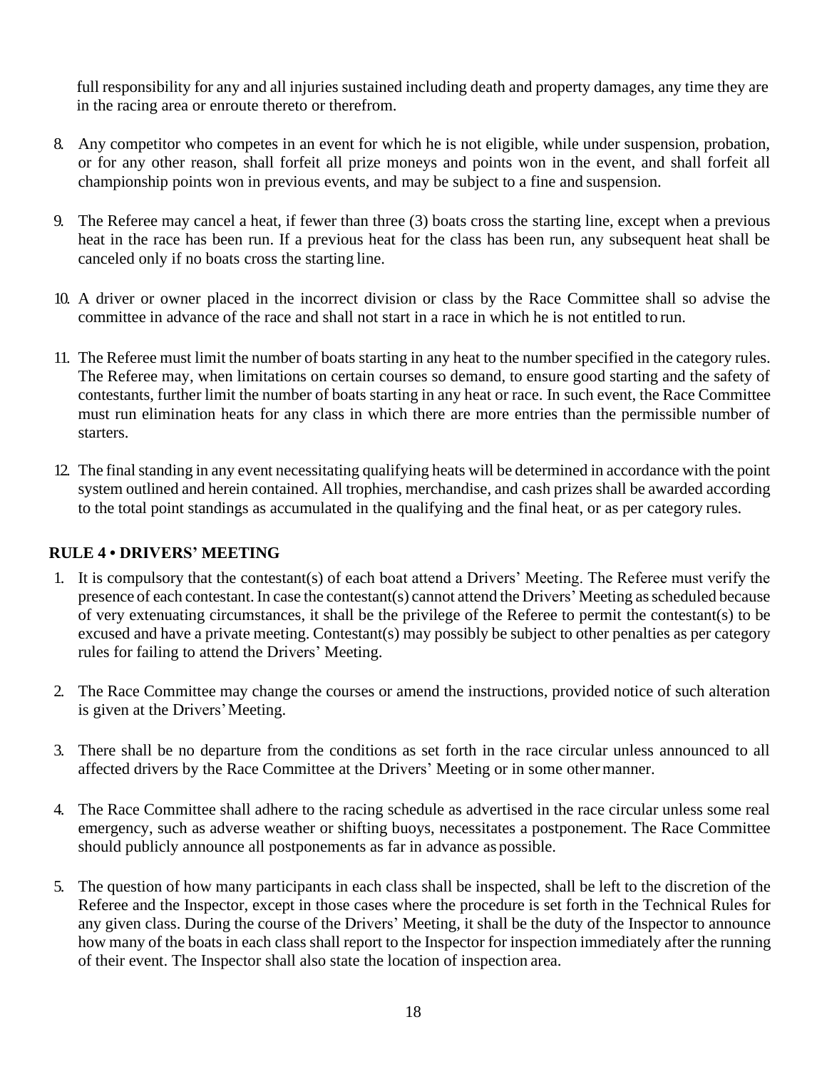full responsibility for any and all injuries sustained including death and property damages, any time they are in the racing area or enroute thereto or therefrom.

8. Any competitor who competes in an event for which he is not eligible, while under suspension, probation, or for any other reason, shall forfeit all prize moneys and points won in the event, and shall forfeit all championship points won in previous events, and may be subject to a fine and suspension.

9. The Referee may cancel a heat, if fewer than three (3) boats cross the starting line, except when a previous heat in the race has been run. If a previous heat for the class has been run, any subsequent heat shall be canceled only if no boats cross the starting line.

10. A driver or owner placed in the incorrect division or class by the Race Committee shall so advise the committee in advance of the race and shall not start in a race in which he is not entitled to run.

11. The Referee must limit the number of boats starting in any heat to the number specified in the category rules. The Referee may, when limitations on certain courses so demand, to ensure good starting and the safety of contestants, further limit the number of boats starting in any heat or race. In such event, the Race Committee must run elimination heats for any class in which there are more entries than the permissible number of starters.

12. The final standing in any event necessitating qualifying heats will be determined in accordance with the point system outlined and herein contained. All trophies, merchandise, and cash prizes shall be awarded according to the total point standings as accumulated in the qualifying and the final heat, or as per category rules.

## RULE 4 • DRIVERS' MEETING

1. It is compulsory that the contestant(s) of each boat attend a Drivers' Meeting. The Referee must verify the presence of each contestant. In case the contestant(s) cannot attend the Drivers' Meeting as scheduled because of very extenuating circumstances, it shall be the privilege of the Referee to permit the contestant(s) to be excused and have a private meeting. Contestant(s) may possibly be subject to other penalties as per category rules for failing to attend the Drivers' Meeting.

2. The Race Committee may change the courses or amend the instructions, provided notice of such alteration is given at the Drivers' Meeting.

3. There shall be no departure from the conditions as set forth in the race circular unless announced to all affected drivers by the Race Committee at the Drivers' Meeting or in some other manner.

4. The Race Committee shall adhere to the racing schedule as advertised in the race circular unless some real emergency, such as adverse weather or shifting buoys, necessitates a postponement. The Race Committee should publicly announce all postponements as far in advance as possible.

5. The question of how many participants in each class shall be inspected, shall be left to the discretion of the Referee and the Inspector, except in those cases where the procedure is set forth in the Technical Rules for any given class. During the course of the Drivers' Meeting, it shall be the duty of the Inspector to announce how many of the boats in each class shall report to the Inspector for inspection immediately after the running of their event. The Inspector shall also state the location of inspection area.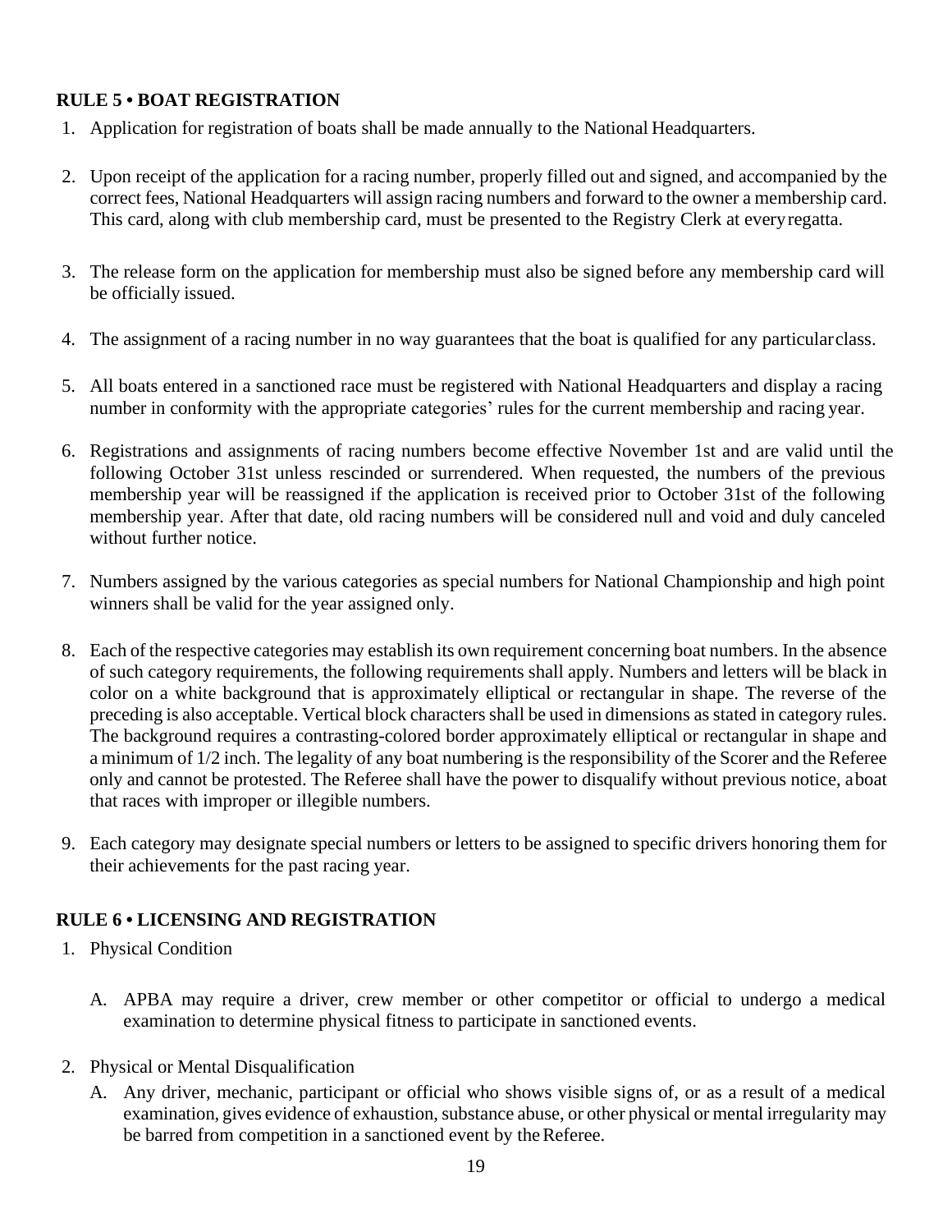**RULE 5 • BOAT REGISTRATION**

1. Application for registration of boats shall be made annually to the National Headquarters.

2. Upon receipt of the application for a racing number, properly filled out and signed, and accompanied by the correct fees, National Headquarters will assign racing numbers and forward to the owner a membership card. This card, along with club membership card, must be presented to the Registry Clerk at every regatta.

3. The release form on the application for membership must also be signed before any membership card will be officially issued.

4. The assignment of a racing number in no way guarantees that the boat is qualified for any particular class.

5. All boats entered in a sanctioned race must be registered with National Headquarters and display a racing number in conformity with the appropriate categories' rules for the current membership and racing year.

6. Registrations and assignments of racing numbers become effective November 1st and are valid until the following October 31st unless rescinded or surrendered. When requested, the numbers of the previous membership year will be reassigned if the application is received prior to October 31st of the following membership year. After that date, old racing numbers will be considered null and void and duly canceled without further notice.

7. Numbers assigned by the various categories as special numbers for National Championship and high point winners shall be valid for the year assigned only.

8. Each of the respective categories may establish its own requirement concerning boat numbers. In the absence of such category requirements, the following requirements shall apply. Numbers and letters will be black in color on a white background that is approximately elliptical or rectangular in shape. The reverse of the preceding is also acceptable. Vertical block characters shall be used in dimensions as stated in category rules. The background requires a contrasting-colored border approximately elliptical or rectangular in shape and a minimum of 1/2 inch. The legality of any boat numbering is the responsibility of the Scorer and the Referee only and cannot be protested. The Referee shall have the power to disqualify without previous notice, a boat that races with improper or illegible numbers.

9. Each category may designate special numbers or letters to be assigned to specific drivers honoring them for their achievements for the past racing year.

**RULE 6 • LICENSING AND REGISTRATION**

1. Physical Condition

   A. APBA may require a driver, crew member or other competitor or official to undergo a medical examination to determine physical fitness to participate in sanctioned events.

2. Physical or Mental Disqualification

   A. Any driver, mechanic, participant or official who shows visible signs of, or as a result of a medical examination, gives evidence of exhaustion, substance abuse, or other physical or mental irregularity may be barred from competition in a sanctioned event by the Referee.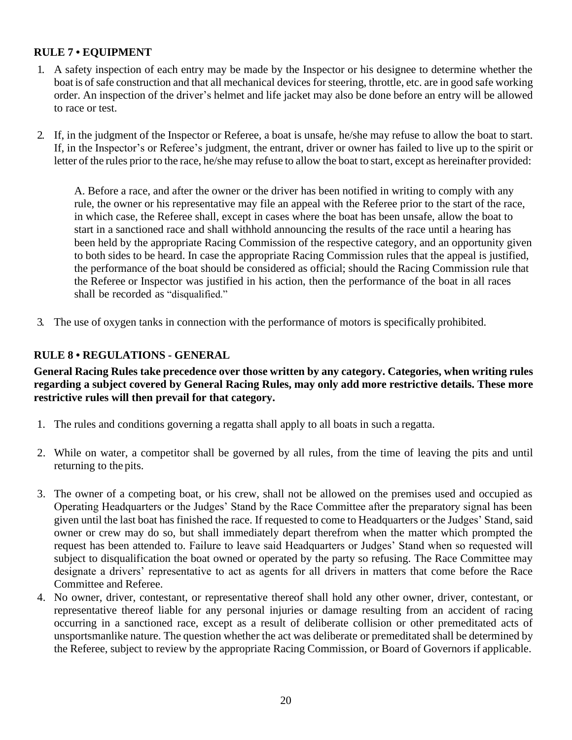## RULE 7 • EQUIPMENT

1. A safety inspection of each entry may be made by the Inspector or his designee to determine whether the boat is of safe construction and that all mechanical devices for steering, throttle, etc. are in good safe working order. An inspection of the driver's helmet and life jacket may also be done before an entry will be allowed to race or test.

2. If, in the judgment of the Inspector or Referee, a boat is unsafe, he/she may refuse to allow the boat to start. If, in the Inspector's or Referee's judgment, the entrant, driver or owner has failed to live up to the spirit or letter of the rules prior to the race, he/she may refuse to allow the boat to start, except as hereinafter provided:

   A. Before a race, and after the owner or the driver has been notified in writing to comply with any rule, the owner or his representative may file an appeal with the Referee prior to the start of the race, in which case, the Referee shall, except in cases where the boat has been unsafe, allow the boat to start in a sanctioned race and shall withhold announcing the results of the race until a hearing has been held by the appropriate Racing Commission of the respective category, and an opportunity given to both sides to be heard. In case the appropriate Racing Commission rules that the appeal is justified, the performance of the boat should be considered as official; should the Racing Commission rule that the Referee or Inspector was justified in his action, then the performance of the boat in all races shall be recorded as "disqualified."

3. The use of oxygen tanks in connection with the performance of motors is specifically prohibited.

## RULE 8 • REGULATIONS - GENERAL

**General Racing Rules take precedence over those written by any category. Categories, when writing rules regarding a subject covered by General Racing Rules, may only add more restrictive details. These more restrictive rules will then prevail for that category.**

1. The rules and conditions governing a regatta shall apply to all boats in such a regatta.

2. While on water, a competitor shall be governed by all rules, from the time of leaving the pits and until returning to the pits.

3. The owner of a competing boat, or his crew, shall not be allowed on the premises used and occupied as Operating Headquarters or the Judges' Stand by the Race Committee after the preparatory signal has been given until the last boat has finished the race. If requested to come to Headquarters or the Judges' Stand, said owner or crew may do so, but shall immediately depart therefrom when the matter which prompted the request has been attended to. Failure to leave said Headquarters or Judges' Stand when so requested will subject to disqualification the boat owned or operated by the party so refusing. The Race Committee may designate a drivers' representative to act as agents for all drivers in matters that come before the Race Committee and Referee.
4. No owner, driver, contestant, or representative thereof shall hold any other owner, driver, contestant, or representative thereof liable for any personal injuries or damage resulting from an accident of racing occurring in a sanctioned race, except as a result of deliberate collision or other premeditated acts of unsportsmanlike nature. The question whether the act was deliberate or premeditated shall be determined by the Referee, subject to review by the appropriate Racing Commission, or Board of Governors if applicable.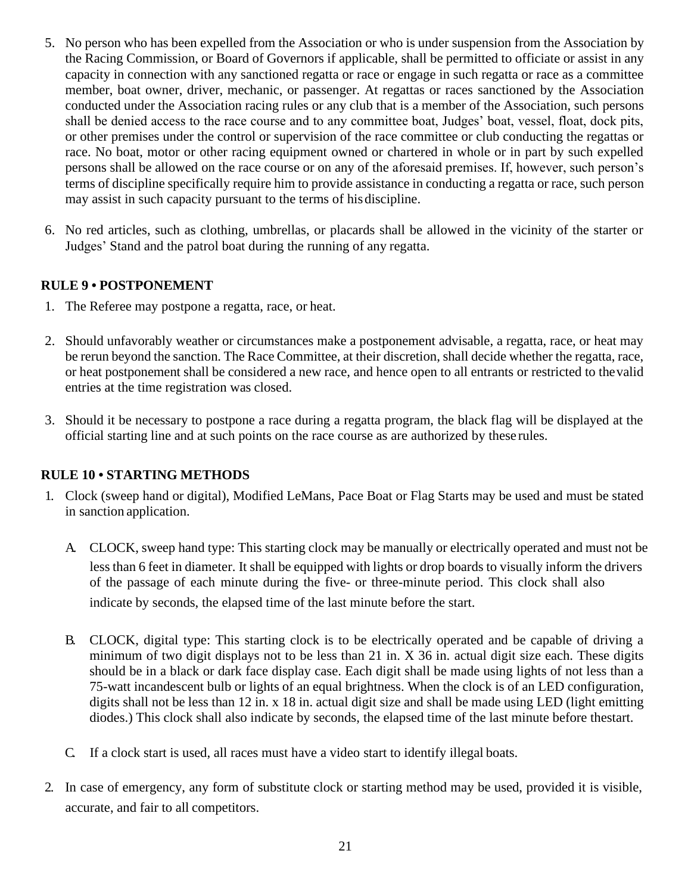5. No person who has been expelled from the Association or who is under suspension from the Association by the Racing Commission, or Board of Governors if applicable, shall be permitted to officiate or assist in any capacity in connection with any sanctioned regatta or race or engage in such regatta or race as a committee member, boat owner, driver, mechanic, or passenger. At regattas or races sanctioned by the Association conducted under the Association racing rules or any club that is a member of the Association, such persons shall be denied access to the race course and to any committee boat, Judges' boat, vessel, float, dock pits, or other premises under the control or supervision of the race committee or club conducting the regattas or race. No boat, motor or other racing equipment owned or chartered in whole or in part by such expelled persons shall be allowed on the race course or on any of the aforesaid premises. If, however, such person's terms of discipline specifically require him to provide assistance in conducting a regatta or race, such person may assist in such capacity pursuant to the terms of his discipline.

6. No red articles, such as clothing, umbrellas, or placards shall be allowed in the vicinity of the starter or Judges' Stand and the patrol boat during the running of any regatta.

## RULE 9 • POSTPONEMENT

1. The Referee may postpone a regatta, race, or heat.

2. Should unfavorably weather or circumstances make a postponement advisable, a regatta, race, or heat may be rerun beyond the sanction. The Race Committee, at their discretion, shall decide whether the regatta, race, or heat postponement shall be considered a new race, and hence open to all entrants or restricted to the valid entries at the time registration was closed.

3. Should it be necessary to postpone a race during a regatta program, the black flag will be displayed at the official starting line and at such points on the race course as are authorized by these rules.

## RULE 10 • STARTING METHODS

1. Clock (sweep hand or digital), Modified LeMans, Pace Boat or Flag Starts may be used and must be stated in sanction application.

   A. CLOCK, sweep hand type: This starting clock may be manually or electrically operated and must not be less than 6 feet in diameter. It shall be equipped with lights or drop boards to visually inform the drivers of the passage of each minute during the five- or three-minute period. This clock shall also indicate by seconds, the elapsed time of the last minute before the start.

   B. CLOCK, digital type: This starting clock is to be electrically operated and be capable of driving a minimum of two digit displays not to be less than 21 in. X 36 in. actual digit size each. These digits should be in a black or dark face display case. Each digit shall be made using lights of not less than a 75-watt incandescent bulb or lights of an equal brightness. When the clock is of an LED configuration, digits shall not be less than 12 in. x 18 in. actual digit size and shall be made using LED (light emitting diodes.) This clock shall also indicate by seconds, the elapsed time of the last minute before the start.

   C. If a clock start is used, all races must have a video start to identify illegal boats.

2. In case of emergency, any form of substitute clock or starting method may be used, provided it is visible, accurate, and fair to all competitors.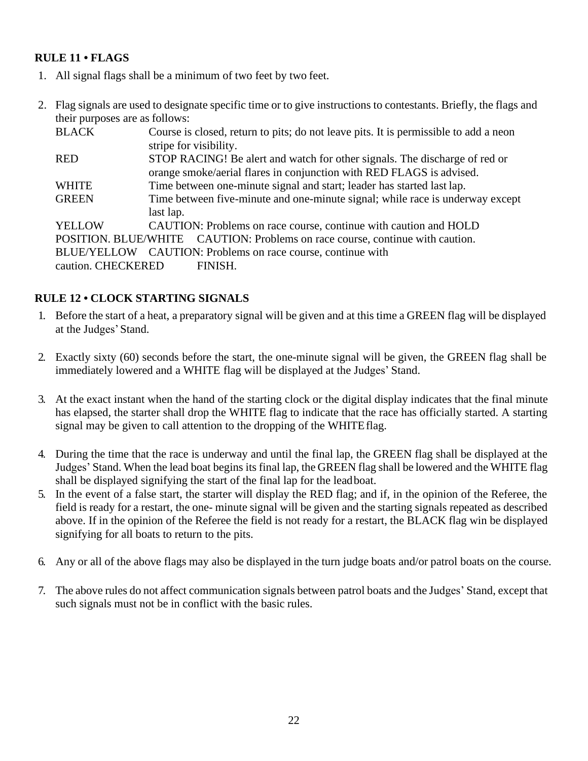**RULE 11 • FLAGS**

1. All signal flags shall be a minimum of two feet by two feet.

2. Flag signals are used to designate specific time or to give instructions to contestants. Briefly, the flags and their purposes are as follows:

| | |
|---|---|
| BLACK | Course is closed, return to pits; do not leave pits. It is permissible to add a neon stripe for visibility. |
| RED | STOP RACING! Be alert and watch for other signals. The discharge of red or orange smoke/aerial flares in conjunction with RED FLAGS is advised. |
| WHITE | Time between one-minute signal and start; leader has started last lap. |
| GREEN | Time between five-minute and one-minute signal; while race is underway except last lap. |
| YELLOW | CAUTION: Problems on race course, continue with caution and HOLD POSITION. |
| BLUE/WHITE | CAUTION: Problems on race course, continue with caution. |
| BLUE/YELLOW | CAUTION: Problems on race course, continue with caution. |
| CHECKERED | FINISH. |

**RULE 12 • CLOCK STARTING SIGNALS**

1. Before the start of a heat, a preparatory signal will be given and at this time a GREEN flag will be displayed at the Judges' Stand.

2. Exactly sixty (60) seconds before the start, the one-minute signal will be given, the GREEN flag shall be immediately lowered and a WHITE flag will be displayed at the Judges' Stand.

3. At the exact instant when the hand of the starting clock or the digital display indicates that the final minute has elapsed, the starter shall drop the WHITE flag to indicate that the race has officially started. A starting signal may be given to call attention to the dropping of the WHITE flag.

4. During the time that the race is underway and until the final lap, the GREEN flag shall be displayed at the Judges' Stand. When the lead boat begins its final lap, the GREEN flag shall be lowered and the WHITE flag shall be displayed signifying the start of the final lap for the lead boat.
5. In the event of a false start, the starter will display the RED flag; and if, in the opinion of the Referee, the field is ready for a restart, the one- minute signal will be given and the starting signals repeated as described above. If in the opinion of the Referee the field is not ready for a restart, the BLACK flag win be displayed signifying for all boats to return to the pits.

6. Any or all of the above flags may also be displayed in the turn judge boats and/or patrol boats on the course.

7. The above rules do not affect communication signals between patrol boats and the Judges' Stand, except that such signals must not be in conflict with the basic rules.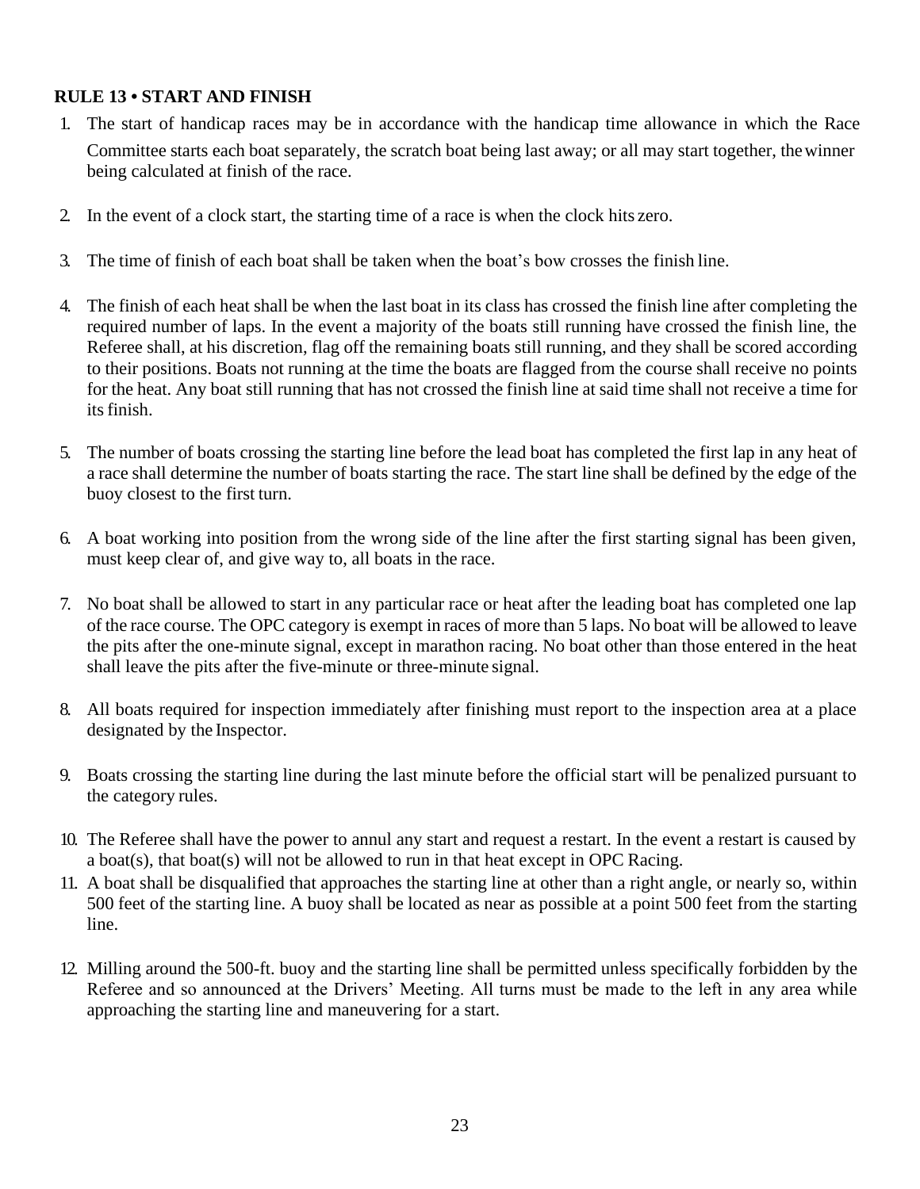**RULE 13 • START AND FINISH**

1. The start of handicap races may be in accordance with the handicap time allowance in which the Race Committee starts each boat separately, the scratch boat being last away; or all may start together, the winner being calculated at finish of the race.

2. In the event of a clock start, the starting time of a race is when the clock hits zero.

3. The time of finish of each boat shall be taken when the boat's bow crosses the finish line.

4. The finish of each heat shall be when the last boat in its class has crossed the finish line after completing the required number of laps. In the event a majority of the boats still running have crossed the finish line, the Referee shall, at his discretion, flag off the remaining boats still running, and they shall be scored according to their positions. Boats not running at the time the boats are flagged from the course shall receive no points for the heat. Any boat still running that has not crossed the finish line at said time shall not receive a time for its finish.

5. The number of boats crossing the starting line before the lead boat has completed the first lap in any heat of a race shall determine the number of boats starting the race. The start line shall be defined by the edge of the buoy closest to the first turn.

6. A boat working into position from the wrong side of the line after the first starting signal has been given, must keep clear of, and give way to, all boats in the race.

7. No boat shall be allowed to start in any particular race or heat after the leading boat has completed one lap of the race course. The OPC category is exempt in races of more than 5 laps. No boat will be allowed to leave the pits after the one-minute signal, except in marathon racing. No boat other than those entered in the heat shall leave the pits after the five-minute or three-minute signal.

8. All boats required for inspection immediately after finishing must report to the inspection area at a place designated by the Inspector.

9. Boats crossing the starting line during the last minute before the official start will be penalized pursuant to the category rules.

10. The Referee shall have the power to annul any start and request a restart. In the event a restart is caused by a boat(s), that boat(s) will not be allowed to run in that heat except in OPC Racing.

11. A boat shall be disqualified that approaches the starting line at other than a right angle, or nearly so, within 500 feet of the starting line. A buoy shall be located as near as possible at a point 500 feet from the starting line.

12. Milling around the 500-ft. buoy and the starting line shall be permitted unless specifically forbidden by the Referee and so announced at the Drivers' Meeting. All turns must be made to the left in any area while approaching the starting line and maneuvering for a start.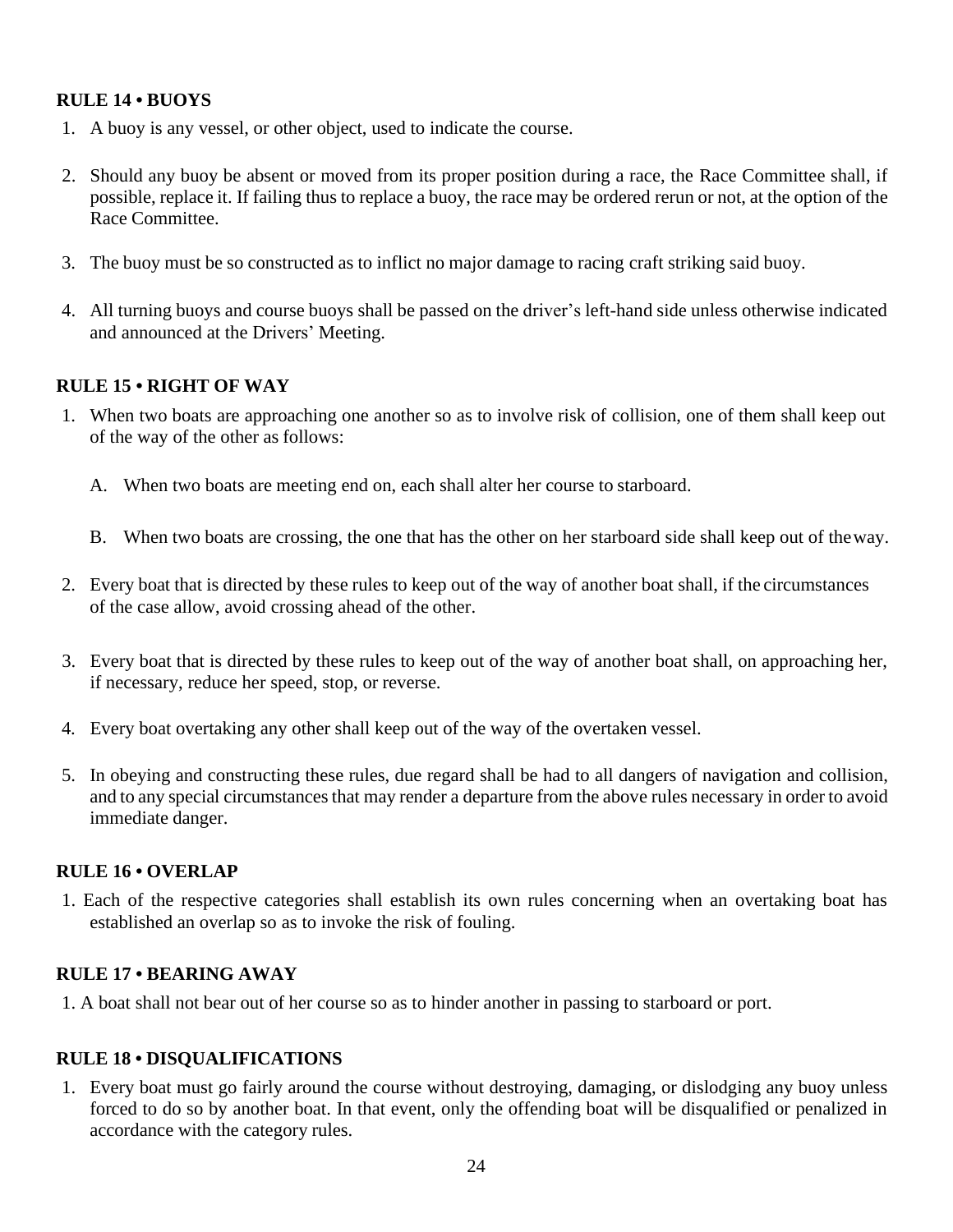## RULE 14 • BUOYS

1. A buoy is any vessel, or other object, used to indicate the course.
2. Should any buoy be absent or moved from its proper position during a race, the Race Committee shall, if possible, replace it. If failing thus to replace a buoy, the race may be ordered rerun or not, at the option of the Race Committee.
3. The buoy must be so constructed as to inflict no major damage to racing craft striking said buoy.
4. All turning buoys and course buoys shall be passed on the driver's left-hand side unless otherwise indicated and announced at the Drivers' Meeting.

## RULE 15 • RIGHT OF WAY

1. When two boats are approaching one another so as to involve risk of collision, one of them shall keep out of the way of the other as follows:

   A. When two boats are meeting end on, each shall alter her course to starboard.

   B. When two boats are crossing, the one that has the other on her starboard side shall keep out of the way.

2. Every boat that is directed by these rules to keep out of the way of another boat shall, if the circumstances of the case allow, avoid crossing ahead of the other.
3. Every boat that is directed by these rules to keep out of the way of another boat shall, on approaching her, if necessary, reduce her speed, stop, or reverse.
4. Every boat overtaking any other shall keep out of the way of the overtaken vessel.
5. In obeying and constructing these rules, due regard shall be had to all dangers of navigation and collision, and to any special circumstances that may render a departure from the above rules necessary in order to avoid immediate danger.

## RULE 16 • OVERLAP

1. Each of the respective categories shall establish its own rules concerning when an overtaking boat has established an overlap so as to invoke the risk of fouling.

## RULE 17 • BEARING AWAY

1. A boat shall not bear out of her course so as to hinder another in passing to starboard or port.

## RULE 18 • DISQUALIFICATIONS

1. Every boat must go fairly around the course without destroying, damaging, or dislodging any buoy unless forced to do so by another boat. In that event, only the offending boat will be disqualified or penalized in accordance with the category rules.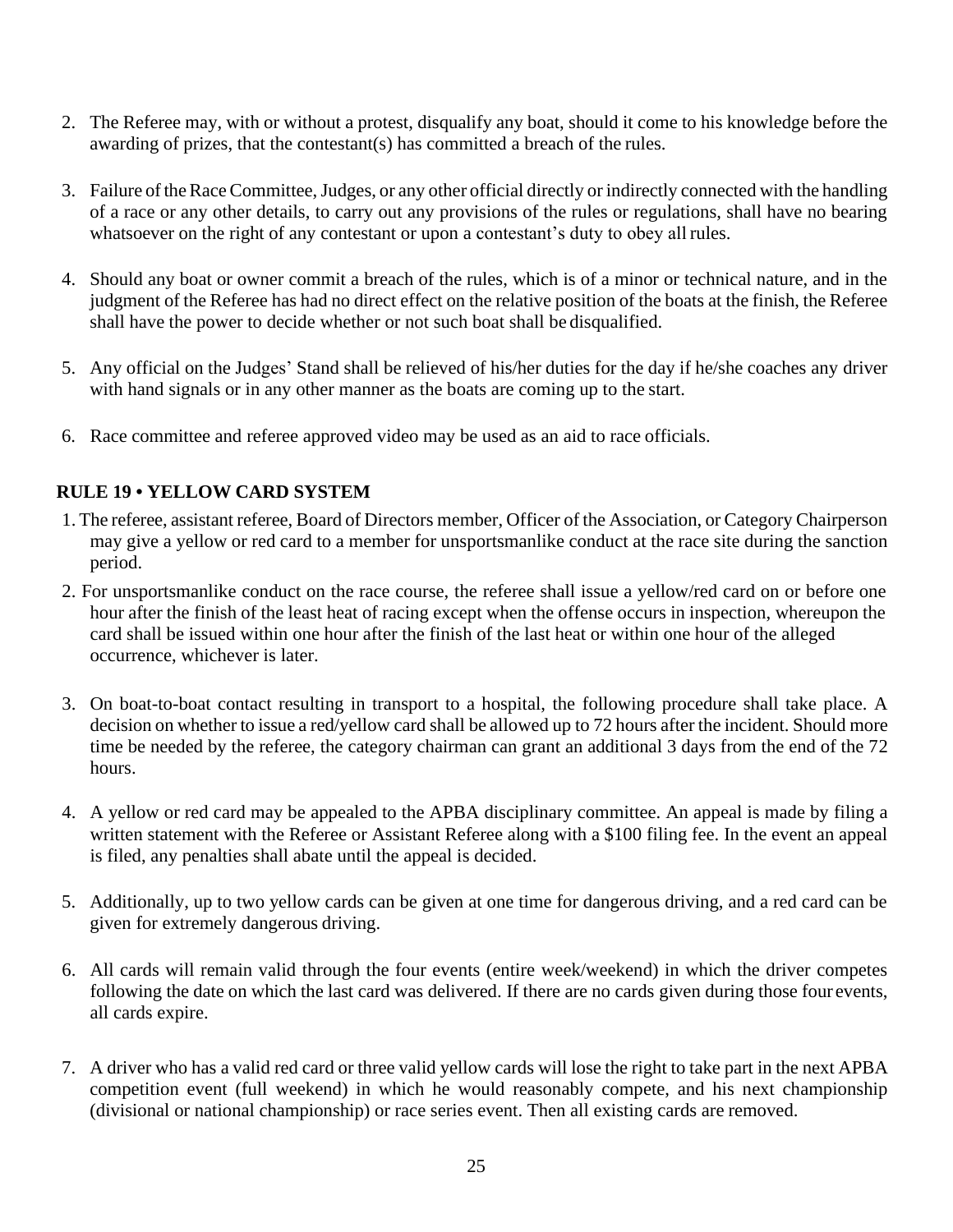2. The Referee may, with or without a protest, disqualify any boat, should it come to his knowledge before the awarding of prizes, that the contestant(s) has committed a breach of the rules.

3. Failure of the Race Committee, Judges, or any other official directly or indirectly connected with the handling of a race or any other details, to carry out any provisions of the rules or regulations, shall have no bearing whatsoever on the right of any contestant or upon a contestant's duty to obey all rules.

4. Should any boat or owner commit a breach of the rules, which is of a minor or technical nature, and in the judgment of the Referee has had no direct effect on the relative position of the boats at the finish, the Referee shall have the power to decide whether or not such boat shall be disqualified.

5. Any official on the Judges' Stand shall be relieved of his/her duties for the day if he/she coaches any driver with hand signals or in any other manner as the boats are coming up to the start.

6. Race committee and referee approved video may be used as an aid to race officials.

### RULE 19 • YELLOW CARD SYSTEM

1. The referee, assistant referee, Board of Directors member, Officer of the Association, or Category Chairperson may give a yellow or red card to a member for unsportsmanlike conduct at the race site during the sanction period.

2. For unsportsmanlike conduct on the race course, the referee shall issue a yellow/red card on or before one hour after the finish of the least heat of racing except when the offense occurs in inspection, whereupon the card shall be issued within one hour after the finish of the last heat or within one hour of the alleged occurrence, whichever is later.

3. On boat-to-boat contact resulting in transport to a hospital, the following procedure shall take place. A decision on whether to issue a red/yellow card shall be allowed up to 72 hours after the incident. Should more time be needed by the referee, the category chairman can grant an additional 3 days from the end of the 72 hours.

4. A yellow or red card may be appealed to the APBA disciplinary committee. An appeal is made by filing a written statement with the Referee or Assistant Referee along with a $100 filing fee. In the event an appeal is filed, any penalties shall abate until the appeal is decided.

5. Additionally, up to two yellow cards can be given at one time for dangerous driving, and a red card can be given for extremely dangerous driving.

6. All cards will remain valid through the four events (entire week/weekend) in which the driver competes following the date on which the last card was delivered. If there are no cards given during those four events, all cards expire.

7. A driver who has a valid red card or three valid yellow cards will lose the right to take part in the next APBA competition event (full weekend) in which he would reasonably compete, and his next championship (divisional or national championship) or race series event. Then all existing cards are removed.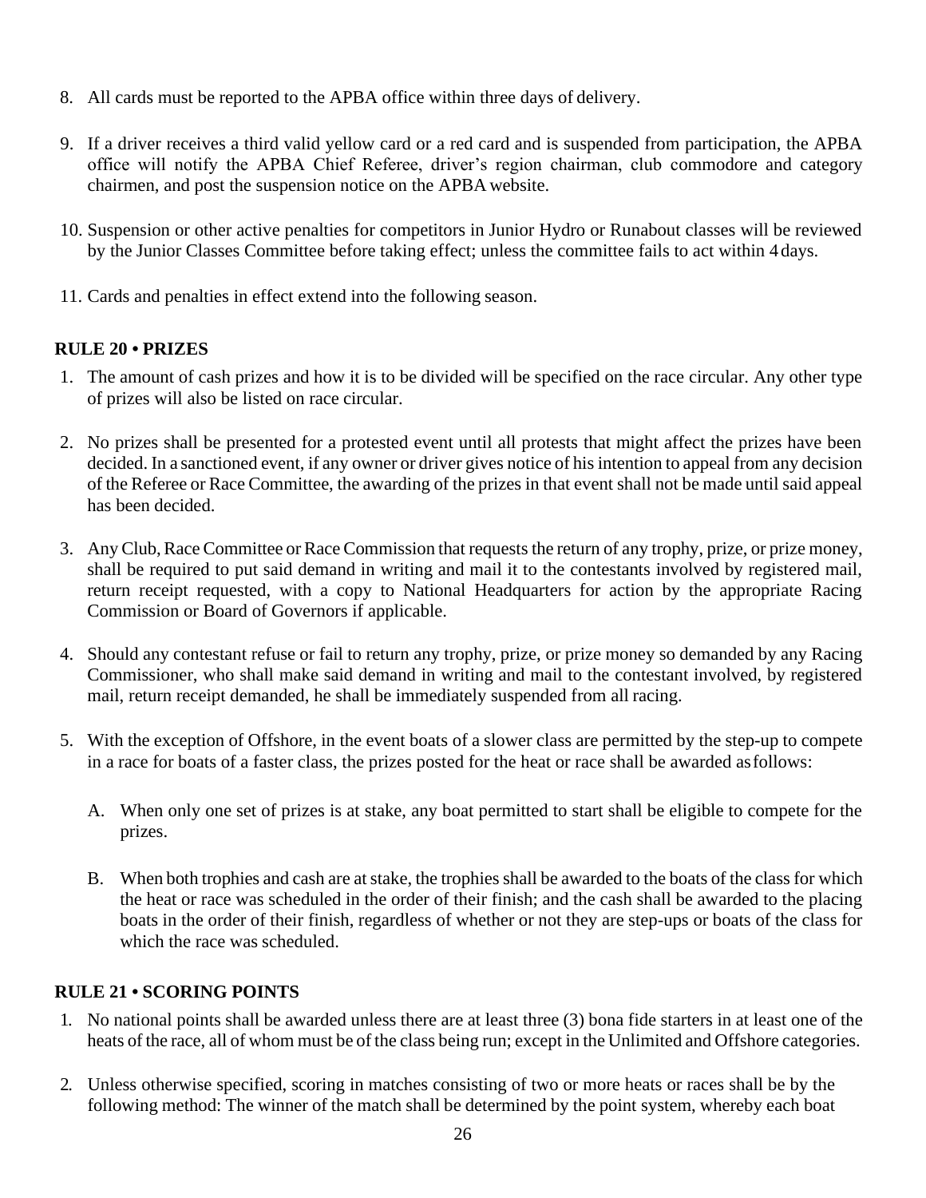8. All cards must be reported to the APBA office within three days of delivery.

9. If a driver receives a third valid yellow card or a red card and is suspended from participation, the APBA office will notify the APBA Chief Referee, driver's region chairman, club commodore and category chairmen, and post the suspension notice on the APBA website.

10. Suspension or other active penalties for competitors in Junior Hydro or Runabout classes will be reviewed by the Junior Classes Committee before taking effect; unless the committee fails to act within 4 days.

11. Cards and penalties in effect extend into the following season.

**RULE 20 • PRIZES**

1. The amount of cash prizes and how it is to be divided will be specified on the race circular. Any other type of prizes will also be listed on race circular.

2. No prizes shall be presented for a protested event until all protests that might affect the prizes have been decided. In a sanctioned event, if any owner or driver gives notice of his intention to appeal from any decision of the Referee or Race Committee, the awarding of the prizes in that event shall not be made until said appeal has been decided.

3. Any Club, Race Committee or Race Commission that requests the return of any trophy, prize, or prize money, shall be required to put said demand in writing and mail it to the contestants involved by registered mail, return receipt requested, with a copy to National Headquarters for action by the appropriate Racing Commission or Board of Governors if applicable.

4. Should any contestant refuse or fail to return any trophy, prize, or prize money so demanded by any Racing Commissioner, who shall make said demand in writing and mail to the contestant involved, by registered mail, return receipt demanded, he shall be immediately suspended from all racing.

5. With the exception of Offshore, in the event boats of a slower class are permitted by the step-up to compete in a race for boats of a faster class, the prizes posted for the heat or race shall be awarded as follows:

   A. When only one set of prizes is at stake, any boat permitted to start shall be eligible to compete for the prizes.

   B. When both trophies and cash are at stake, the trophies shall be awarded to the boats of the class for which the heat or race was scheduled in the order of their finish; and the cash shall be awarded to the placing boats in the order of their finish, regardless of whether or not they are step-ups or boats of the class for which the race was scheduled.

**RULE 21 • SCORING POINTS**

1. No national points shall be awarded unless there are at least three (3) bona fide starters in at least one of the heats of the race, all of whom must be of the class being run; except in the Unlimited and Offshore categories.

2. Unless otherwise specified, scoring in matches consisting of two or more heats or races shall be by the following method: The winner of the match shall be determined by the point system, whereby each boat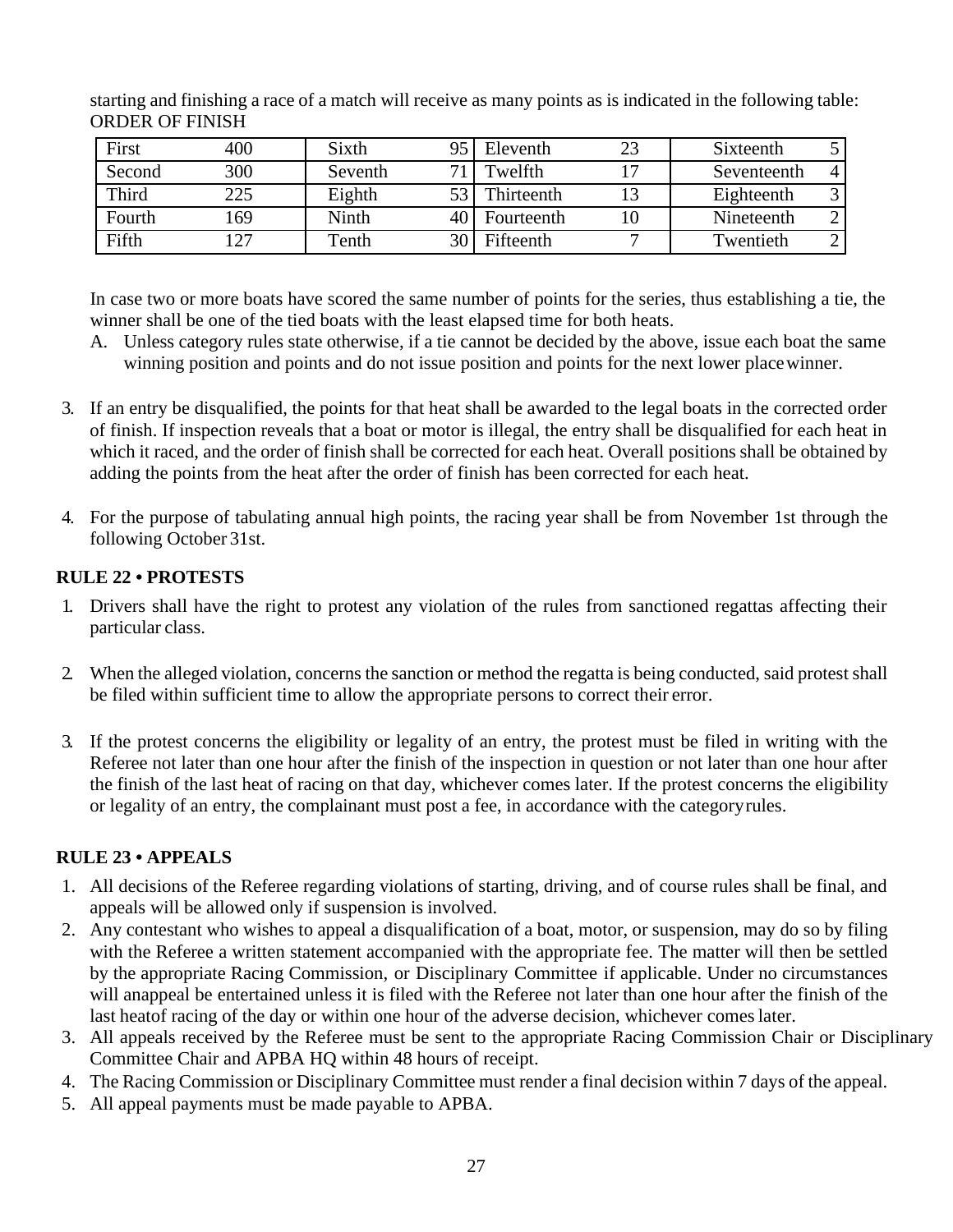starting and finishing a race of a match will receive as many points as is indicated in the following table:
ORDER OF FINISH

| First | 400 | Sixth | 95 | Eleventh | 23 | Sixteenth | 5 |
|---|---|---|---|---|---|---|---|
| Second | 300 | Seventh | 71 | Twelfth | 17 | Seventeenth | 4 |
| Third | 225 | Eighth | 53 | Thirteenth | 13 | Eighteenth | 3 |
| Fourth | 169 | Ninth | 40 | Fourteenth | 10 | Nineteenth | 2 |
| Fifth | 127 | Tenth | 30 | Fifteenth | 7 | Twentieth | 2 |

In case two or more boats have scored the same number of points for the series, thus establishing a tie, the winner shall be one of the tied boats with the least elapsed time for both heats.

A. Unless category rules state otherwise, if a tie cannot be decided by the above, issue each boat the same winning position and points and do not issue position and points for the next lower place winner.

3. If an entry be disqualified, the points for that heat shall be awarded to the legal boats in the corrected order of finish. If inspection reveals that a boat or motor is illegal, the entry shall be disqualified for each heat in which it raced, and the order of finish shall be corrected for each heat. Overall positions shall be obtained by adding the points from the heat after the order of finish has been corrected for each heat.

4. For the purpose of tabulating annual high points, the racing year shall be from November 1st through the following October 31st.

**RULE 22 • PROTESTS**

1. Drivers shall have the right to protest any violation of the rules from sanctioned regattas affecting their particular class.

2. When the alleged violation, concerns the sanction or method the regatta is being conducted, said protest shall be filed within sufficient time to allow the appropriate persons to correct their error.

3. If the protest concerns the eligibility or legality of an entry, the protest must be filed in writing with the Referee not later than one hour after the finish of the inspection in question or not later than one hour after the finish of the last heat of racing on that day, whichever comes later. If the protest concerns the eligibility or legality of an entry, the complainant must post a fee, in accordance with the category rules.

**RULE 23 • APPEALS**

1. All decisions of the Referee regarding violations of starting, driving, and of course rules shall be final, and appeals will be allowed only if suspension is involved.
2. Any contestant who wishes to appeal a disqualification of a boat, motor, or suspension, may do so by filing with the Referee a written statement accompanied with the appropriate fee. The matter will then be settled by the appropriate Racing Commission, or Disciplinary Committee if applicable. Under no circumstances will anappeal be entertained unless it is filed with the Referee not later than one hour after the finish of the last heatof racing of the day or within one hour of the adverse decision, whichever comes later.
3. All appeals received by the Referee must be sent to the appropriate Racing Commission Chair or Disciplinary Committee Chair and APBA HQ within 48 hours of receipt.
4. The Racing Commission or Disciplinary Committee must render a final decision within 7 days of the appeal.
5. All appeal payments must be made payable to APBA.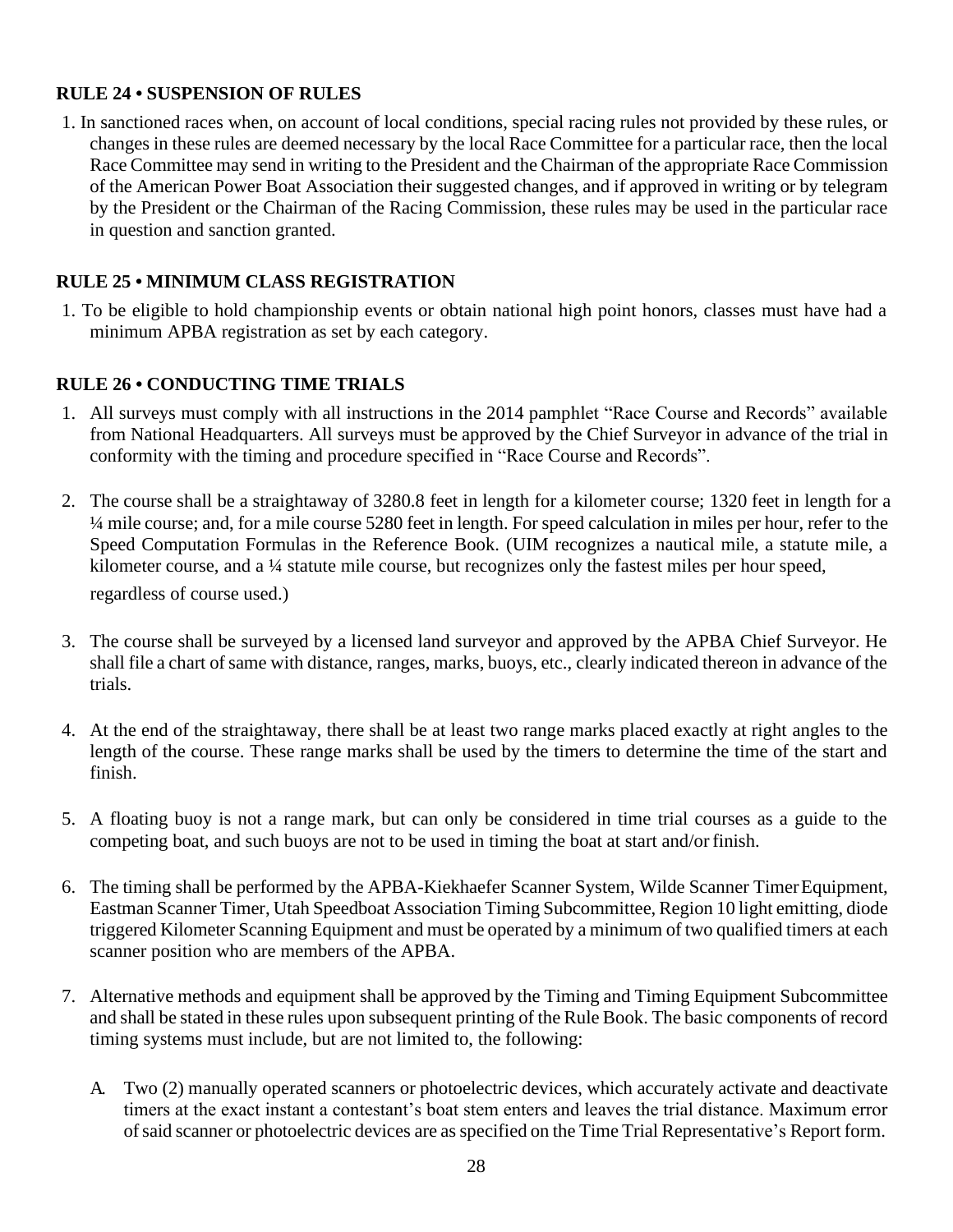**RULE 24 • SUSPENSION OF RULES**

1. In sanctioned races when, on account of local conditions, special racing rules not provided by these rules, or changes in these rules are deemed necessary by the local Race Committee for a particular race, then the local Race Committee may send in writing to the President and the Chairman of the appropriate Race Commission of the American Power Boat Association their suggested changes, and if approved in writing or by telegram by the President or the Chairman of the Racing Commission, these rules may be used in the particular race in question and sanction granted.

**RULE 25 • MINIMUM CLASS REGISTRATION**

1. To be eligible to hold championship events or obtain national high point honors, classes must have had a minimum APBA registration as set by each category.

**RULE 26 • CONDUCTING TIME TRIALS**

1. All surveys must comply with all instructions in the 2014 pamphlet "Race Course and Records" available from National Headquarters. All surveys must be approved by the Chief Surveyor in advance of the trial in conformity with the timing and procedure specified in "Race Course and Records".

2. The course shall be a straightaway of 3280.8 feet in length for a kilometer course; 1320 feet in length for a ¼ mile course; and, for a mile course 5280 feet in length. For speed calculation in miles per hour, refer to the Speed Computation Formulas in the Reference Book. (UIM recognizes a nautical mile, a statute mile, a kilometer course, and a ¼ statute mile course, but recognizes only the fastest miles per hour speed, regardless of course used.)

3. The course shall be surveyed by a licensed land surveyor and approved by the APBA Chief Surveyor. He shall file a chart of same with distance, ranges, marks, buoys, etc., clearly indicated thereon in advance of the trials.

4. At the end of the straightaway, there shall be at least two range marks placed exactly at right angles to the length of the course. These range marks shall be used by the timers to determine the time of the start and finish.

5. A floating buoy is not a range mark, but can only be considered in time trial courses as a guide to the competing boat, and such buoys are not to be used in timing the boat at start and/or finish.

6. The timing shall be performed by the APBA-Kiekhaefer Scanner System, Wilde Scanner Timer Equipment, Eastman Scanner Timer, Utah Speedboat Association Timing Subcommittee, Region 10 light emitting, diode triggered Kilometer Scanning Equipment and must be operated by a minimum of two qualified timers at each scanner position who are members of the APBA.

7. Alternative methods and equipment shall be approved by the Timing and Timing Equipment Subcommittee and shall be stated in these rules upon subsequent printing of the Rule Book. The basic components of record timing systems must include, but are not limited to, the following:

   A. Two (2) manually operated scanners or photoelectric devices, which accurately activate and deactivate timers at the exact instant a contestant's boat stem enters and leaves the trial distance. Maximum error of said scanner or photoelectric devices are as specified on the Time Trial Representative's Report form.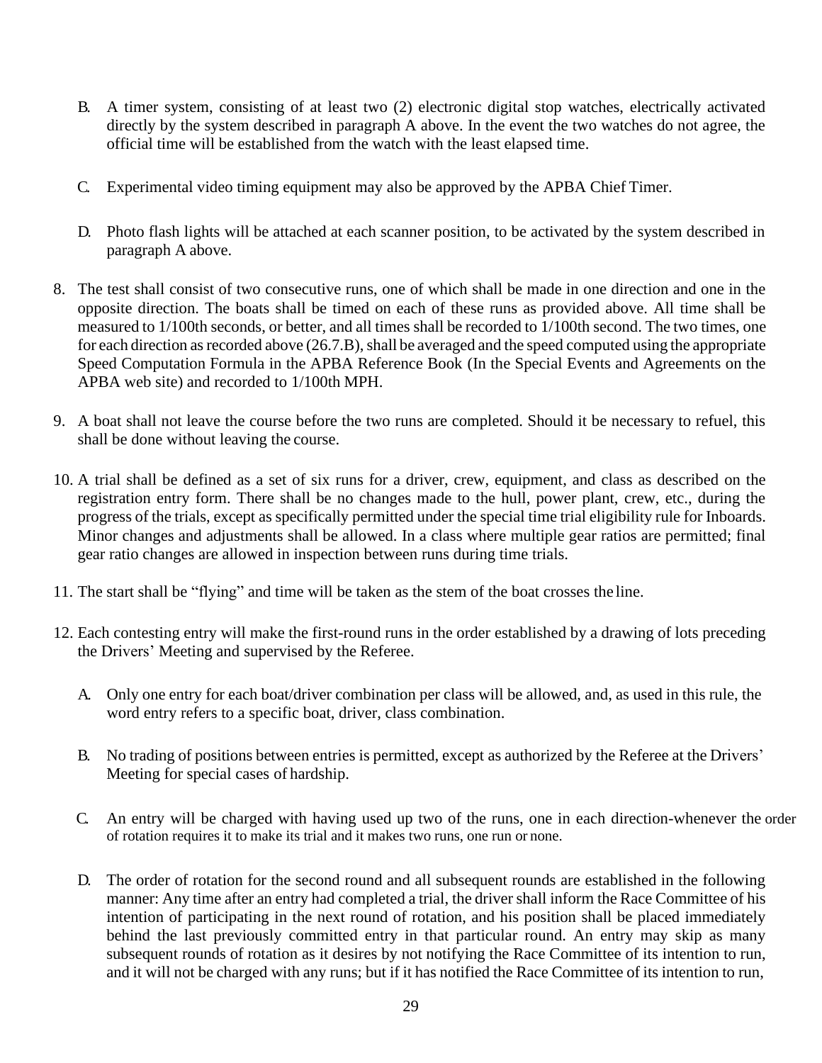B. A timer system, consisting of at least two (2) electronic digital stop watches, electrically activated directly by the system described in paragraph A above. In the event the two watches do not agree, the official time will be established from the watch with the least elapsed time.

C. Experimental video timing equipment may also be approved by the APBA Chief Timer.

D. Photo flash lights will be attached at each scanner position, to be activated by the system described in paragraph A above.

8. The test shall consist of two consecutive runs, one of which shall be made in one direction and one in the opposite direction. The boats shall be timed on each of these runs as provided above. All time shall be measured to 1/100th seconds, or better, and all times shall be recorded to 1/100th second. The two times, one for each direction as recorded above (26.7.B), shall be averaged and the speed computed using the appropriate Speed Computation Formula in the APBA Reference Book (In the Special Events and Agreements on the APBA web site) and recorded to 1/100th MPH.

9. A boat shall not leave the course before the two runs are completed. Should it be necessary to refuel, this shall be done without leaving the course.

10. A trial shall be defined as a set of six runs for a driver, crew, equipment, and class as described on the registration entry form. There shall be no changes made to the hull, power plant, crew, etc., during the progress of the trials, except as specifically permitted under the special time trial eligibility rule for Inboards. Minor changes and adjustments shall be allowed. In a class where multiple gear ratios are permitted; final gear ratio changes are allowed in inspection between runs during time trials.

11. The start shall be "flying" and time will be taken as the stem of the boat crosses the line.

12. Each contesting entry will make the first-round runs in the order established by a drawing of lots preceding the Drivers' Meeting and supervised by the Referee.

    A. Only one entry for each boat/driver combination per class will be allowed, and, as used in this rule, the word entry refers to a specific boat, driver, class combination.

    B. No trading of positions between entries is permitted, except as authorized by the Referee at the Drivers' Meeting for special cases of hardship.

    C. An entry will be charged with having used up two of the runs, one in each direction-whenever the order of rotation requires it to make its trial and it makes two runs, one run or none.

    D. The order of rotation for the second round and all subsequent rounds are established in the following manner: Any time after an entry had completed a trial, the driver shall inform the Race Committee of his intention of participating in the next round of rotation, and his position shall be placed immediately behind the last previously committed entry in that particular round. An entry may skip as many subsequent rounds of rotation as it desires by not notifying the Race Committee of its intention to run, and it will not be charged with any runs; but if it has notified the Race Committee of its intention to run,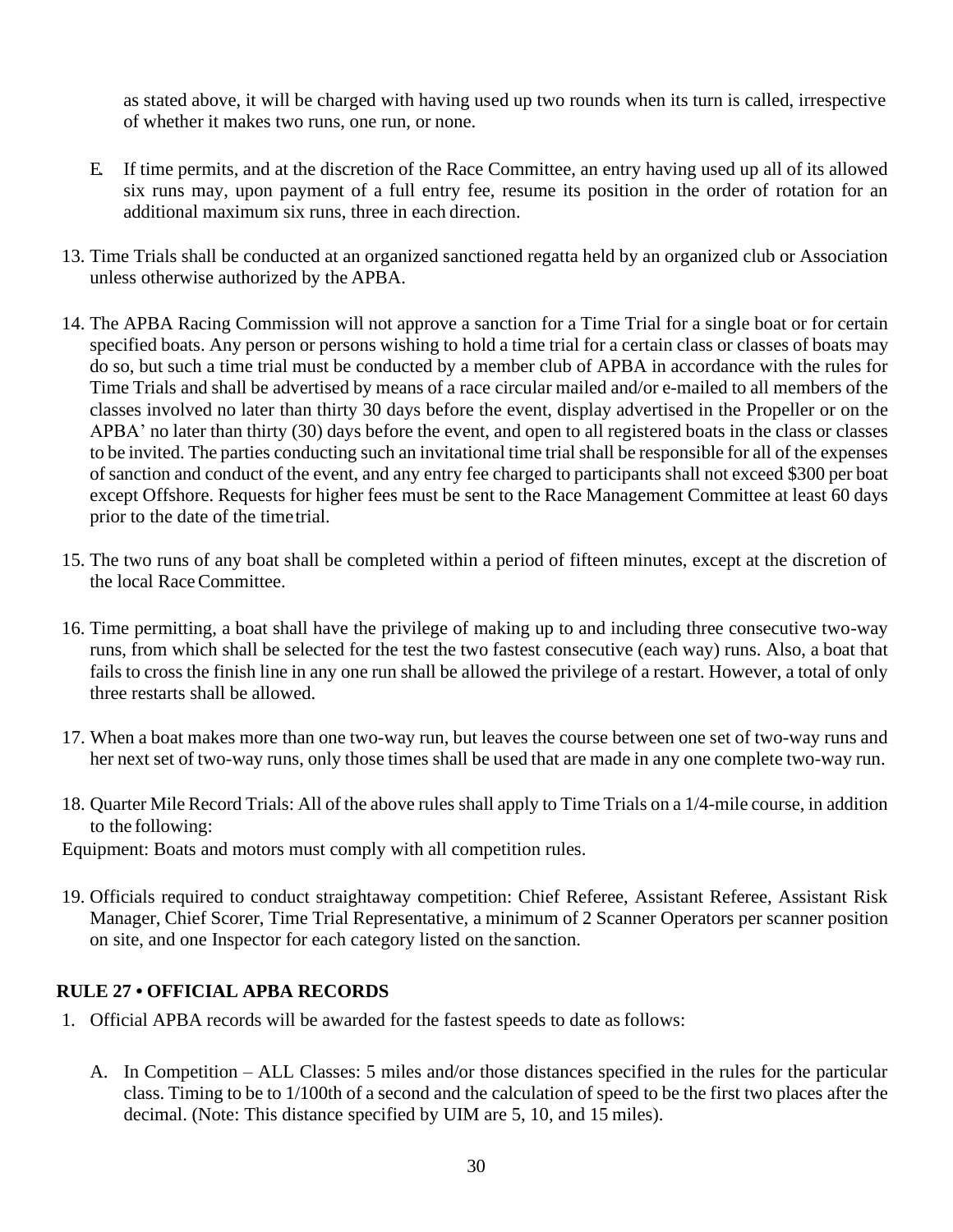as stated above, it will be charged with having used up two rounds when its turn is called, irrespective of whether it makes two runs, one run, or none.

E. If time permits, and at the discretion of the Race Committee, an entry having used up all of its allowed six runs may, upon payment of a full entry fee, resume its position in the order of rotation for an additional maximum six runs, three in each direction.

13. Time Trials shall be conducted at an organized sanctioned regatta held by an organized club or Association unless otherwise authorized by the APBA.

14. The APBA Racing Commission will not approve a sanction for a Time Trial for a single boat or for certain specified boats. Any person or persons wishing to hold a time trial for a certain class or classes of boats may do so, but such a time trial must be conducted by a member club of APBA in accordance with the rules for Time Trials and shall be advertised by means of a race circular mailed and/or e-mailed to all members of the classes involved no later than thirty 30 days before the event, display advertised in the Propeller or on the APBA' no later than thirty (30) days before the event, and open to all registered boats in the class or classes to be invited. The parties conducting such an invitational time trial shall be responsible for all of the expenses of sanction and conduct of the event, and any entry fee charged to participants shall not exceed $300 per boat except Offshore. Requests for higher fees must be sent to the Race Management Committee at least 60 days prior to the date of the time trial.

15. The two runs of any boat shall be completed within a period of fifteen minutes, except at the discretion of the local Race Committee.

16. Time permitting, a boat shall have the privilege of making up to and including three consecutive two-way runs, from which shall be selected for the test the two fastest consecutive (each way) runs. Also, a boat that fails to cross the finish line in any one run shall be allowed the privilege of a restart. However, a total of only three restarts shall be allowed.

17. When a boat makes more than one two-way run, but leaves the course between one set of two-way runs and her next set of two-way runs, only those times shall be used that are made in any one complete two-way run.

18. Quarter Mile Record Trials: All of the above rules shall apply to Time Trials on a 1/4-mile course, in addition to the following:

Equipment: Boats and motors must comply with all competition rules.

19. Officials required to conduct straightaway competition: Chief Referee, Assistant Referee, Assistant Risk Manager, Chief Scorer, Time Trial Representative, a minimum of 2 Scanner Operators per scanner position on site, and one Inspector for each category listed on the sanction.

## RULE 27 • OFFICIAL APBA RECORDS

1. Official APBA records will be awarded for the fastest speeds to date as follows:

   A. In Competition – ALL Classes: 5 miles and/or those distances specified in the rules for the particular class. Timing to be to 1/100th of a second and the calculation of speed to be the first two places after the decimal. (Note: This distance specified by UIM are 5, 10, and 15 miles).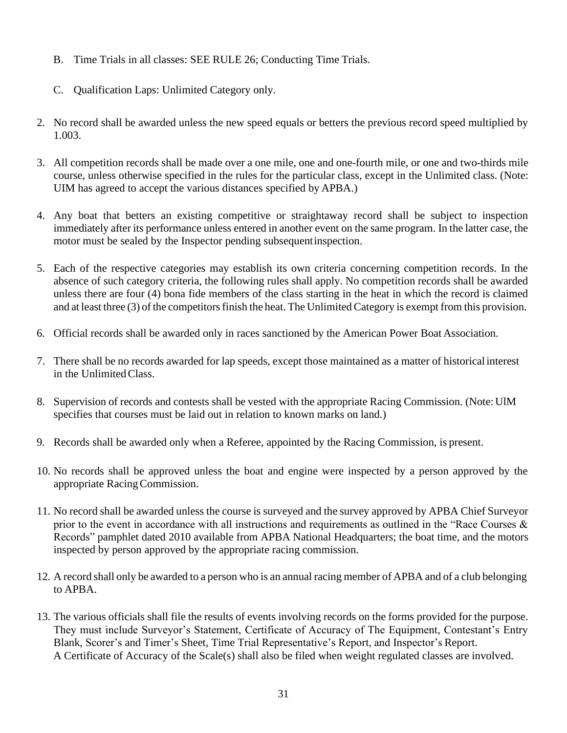B. Time Trials in all classes: SEE RULE 26; Conducting Time Trials.

C. Qualification Laps: Unlimited Category only.

2. No record shall be awarded unless the new speed equals or betters the previous record speed multiplied by 1.003.

3. All competition records shall be made over a one mile, one and one-fourth mile, or one and two-thirds mile course, unless otherwise specified in the rules for the particular class, except in the Unlimited class. (Note: UIM has agreed to accept the various distances specified by APBA.)

4. Any boat that betters an existing competitive or straightaway record shall be subject to inspection immediately after its performance unless entered in another event on the same program. In the latter case, the motor must be sealed by the Inspector pending subsequent inspection.

5. Each of the respective categories may establish its own criteria concerning competition records. In the absence of such category criteria, the following rules shall apply. No competition records shall be awarded unless there are four (4) bona fide members of the class starting in the heat in which the record is claimed and at least three (3) of the competitors finish the heat. The Unlimited Category is exempt from this provision.

6. Official records shall be awarded only in races sanctioned by the American Power Boat Association.

7. There shall be no records awarded for lap speeds, except those maintained as a matter of historical interest in the Unlimited Class.

8. Supervision of records and contests shall be vested with the appropriate Racing Commission. (Note: UlM specifies that courses must be laid out in relation to known marks on land.)

9. Records shall be awarded only when a Referee, appointed by the Racing Commission, is present.

10. No records shall be approved unless the boat and engine were inspected by a person approved by the appropriate Racing Commission.

11. No record shall be awarded unless the course is surveyed and the survey approved by APBA Chief Surveyor prior to the event in accordance with all instructions and requirements as outlined in the "Race Courses & Records" pamphlet dated 2010 available from APBA National Headquarters; the boat time, and the motors inspected by person approved by the appropriate racing commission.

12. A record shall only be awarded to a person who is an annual racing member of APBA and of a club belonging to APBA.

13. The various officials shall file the results of events involving records on the forms provided for the purpose. They must include Surveyor's Statement, Certificate of Accuracy of The Equipment, Contestant's Entry Blank, Scorer's and Timer's Sheet, Time Trial Representative's Report, and Inspector's Report.
A Certificate of Accuracy of the Scale(s) shall also be filed when weight regulated classes are involved.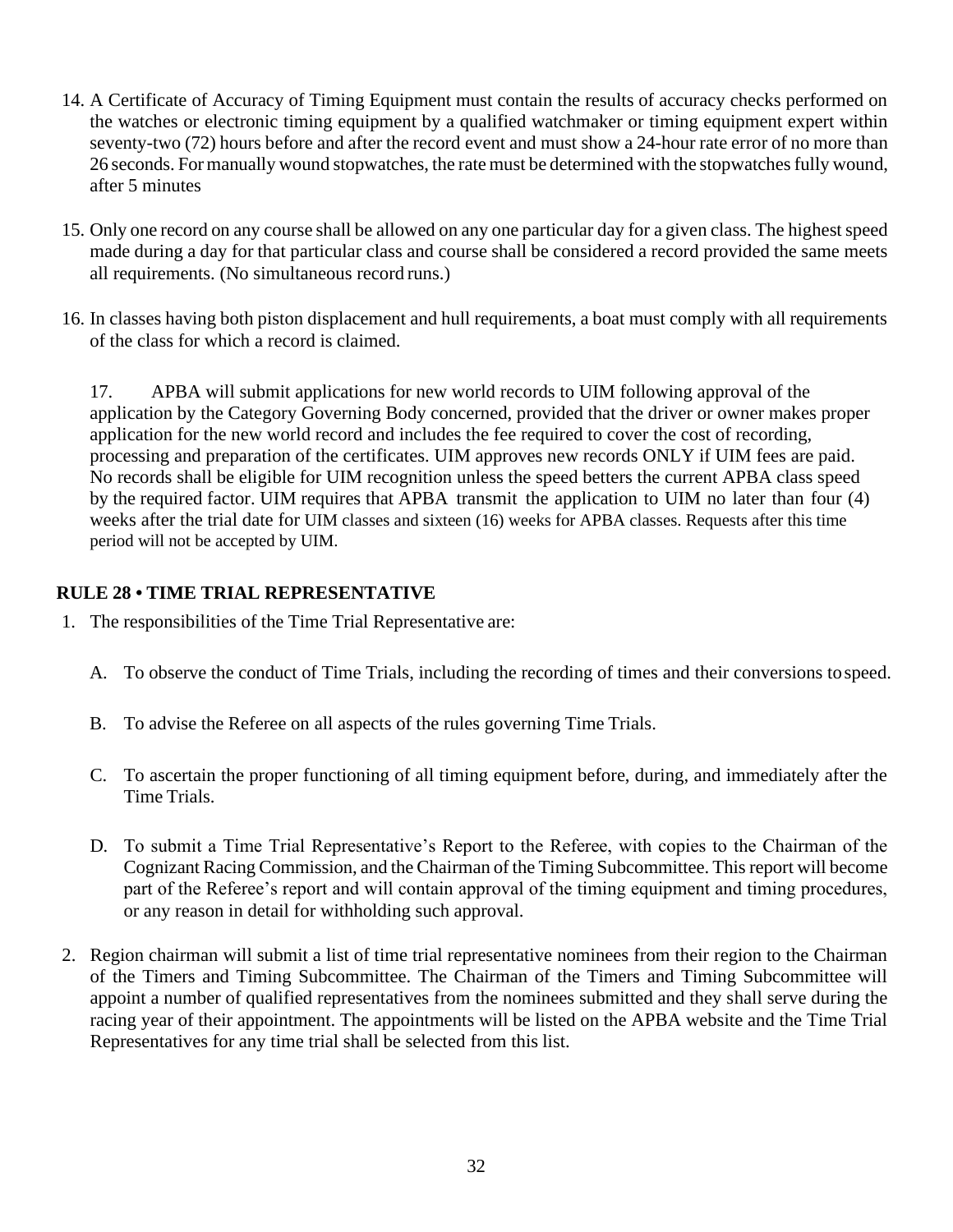14. A Certificate of Accuracy of Timing Equipment must contain the results of accuracy checks performed on the watches or electronic timing equipment by a qualified watchmaker or timing equipment expert within seventy-two (72) hours before and after the record event and must show a 24-hour rate error of no more than 26 seconds. For manually wound stopwatches, the rate must be determined with the stopwatches fully wound, after 5 minutes

15. Only one record on any course shall be allowed on any one particular day for a given class. The highest speed made during a day for that particular class and course shall be considered a record provided the same meets all requirements. (No simultaneous record runs.)

16. In classes having both piston displacement and hull requirements, a boat must comply with all requirements of the class for which a record is claimed.

17. APBA will submit applications for new world records to UIM following approval of the application by the Category Governing Body concerned, provided that the driver or owner makes proper application for the new world record and includes the fee required to cover the cost of recording, processing and preparation of the certificates. UIM approves new records ONLY if UIM fees are paid. No records shall be eligible for UIM recognition unless the speed betters the current APBA class speed by the required factor. UIM requires that APBA transmit the application to UIM no later than four (4) weeks after the trial date for UIM classes and sixteen (16) weeks for APBA classes. Requests after this time period will not be accepted by UIM.

## RULE 28 • TIME TRIAL REPRESENTATIVE

1. The responsibilities of the Time Trial Representative are:

   A. To observe the conduct of Time Trials, including the recording of times and their conversions to speed.

   B. To advise the Referee on all aspects of the rules governing Time Trials.

   C. To ascertain the proper functioning of all timing equipment before, during, and immediately after the Time Trials.

   D. To submit a Time Trial Representative's Report to the Referee, with copies to the Chairman of the Cognizant Racing Commission, and the Chairman of the Timing Subcommittee. This report will become part of the Referee's report and will contain approval of the timing equipment and timing procedures, or any reason in detail for withholding such approval.

2. Region chairman will submit a list of time trial representative nominees from their region to the Chairman of the Timers and Timing Subcommittee. The Chairman of the Timers and Timing Subcommittee will appoint a number of qualified representatives from the nominees submitted and they shall serve during the racing year of their appointment. The appointments will be listed on the APBA website and the Time Trial Representatives for any time trial shall be selected from this list.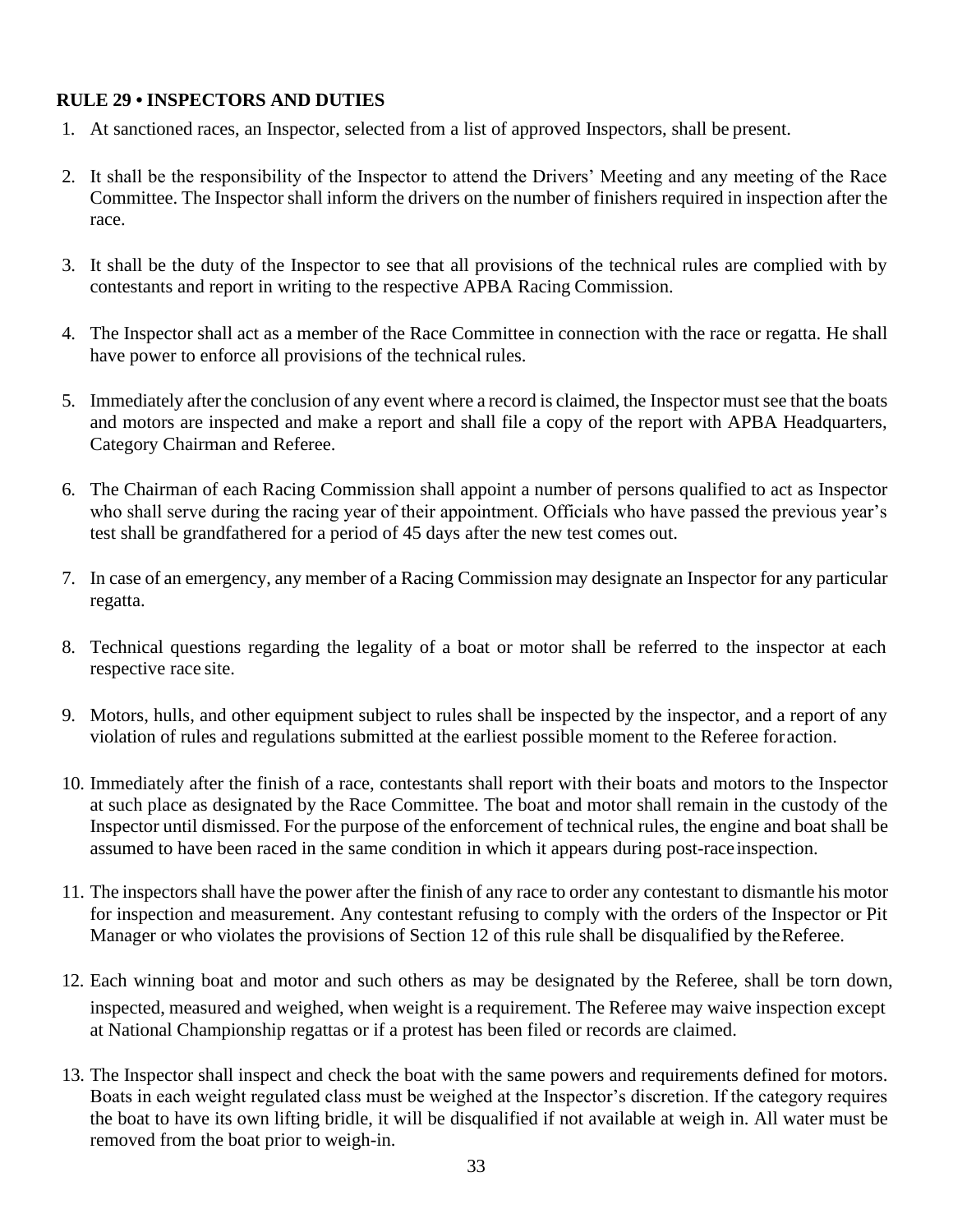**RULE 29 • INSPECTORS AND DUTIES**

1. At sanctioned races, an Inspector, selected from a list of approved Inspectors, shall be present.

2. It shall be the responsibility of the Inspector to attend the Drivers' Meeting and any meeting of the Race Committee. The Inspector shall inform the drivers on the number of finishers required in inspection after the race.

3. It shall be the duty of the Inspector to see that all provisions of the technical rules are complied with by contestants and report in writing to the respective APBA Racing Commission.

4. The Inspector shall act as a member of the Race Committee in connection with the race or regatta. He shall have power to enforce all provisions of the technical rules.

5. Immediately after the conclusion of any event where a record is claimed, the Inspector must see that the boats and motors are inspected and make a report and shall file a copy of the report with APBA Headquarters, Category Chairman and Referee.

6. The Chairman of each Racing Commission shall appoint a number of persons qualified to act as Inspector who shall serve during the racing year of their appointment. Officials who have passed the previous year's test shall be grandfathered for a period of 45 days after the new test comes out.

7. In case of an emergency, any member of a Racing Commission may designate an Inspector for any particular regatta.

8. Technical questions regarding the legality of a boat or motor shall be referred to the inspector at each respective race site.

9. Motors, hulls, and other equipment subject to rules shall be inspected by the inspector, and a report of any violation of rules and regulations submitted at the earliest possible moment to the Referee for action.

10. Immediately after the finish of a race, contestants shall report with their boats and motors to the Inspector at such place as designated by the Race Committee. The boat and motor shall remain in the custody of the Inspector until dismissed. For the purpose of the enforcement of technical rules, the engine and boat shall be assumed to have been raced in the same condition in which it appears during post-race inspection.

11. The inspectors shall have the power after the finish of any race to order any contestant to dismantle his motor for inspection and measurement. Any contestant refusing to comply with the orders of the Inspector or Pit Manager or who violates the provisions of Section 12 of this rule shall be disqualified by the Referee.

12. Each winning boat and motor and such others as may be designated by the Referee, shall be torn down, inspected, measured and weighed, when weight is a requirement. The Referee may waive inspection except at National Championship regattas or if a protest has been filed or records are claimed.

13. The Inspector shall inspect and check the boat with the same powers and requirements defined for motors. Boats in each weight regulated class must be weighed at the Inspector's discretion. If the category requires the boat to have its own lifting bridle, it will be disqualified if not available at weigh in. All water must be removed from the boat prior to weigh-in.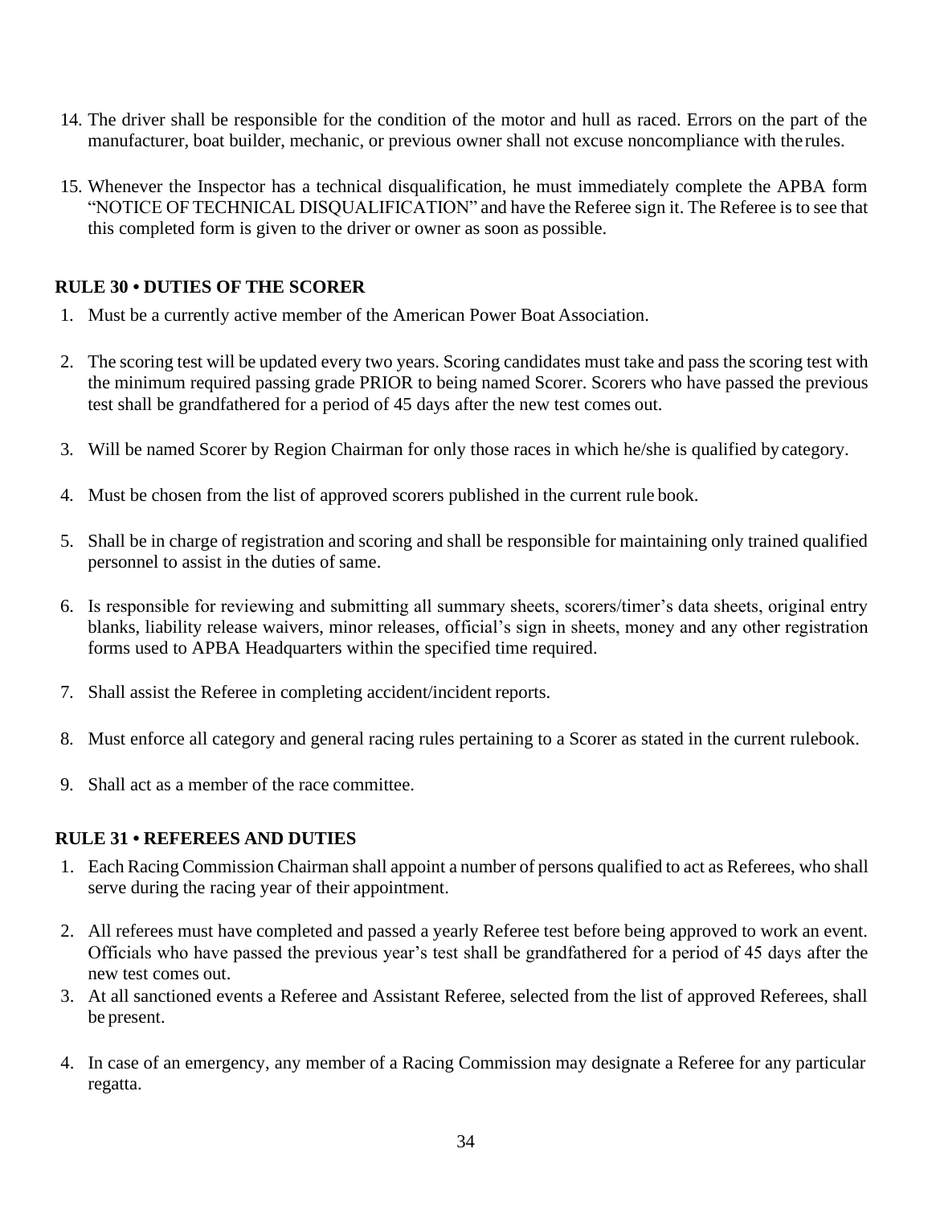14. The driver shall be responsible for the condition of the motor and hull as raced. Errors on the part of the manufacturer, boat builder, mechanic, or previous owner shall not excuse noncompliance with the rules.

15. Whenever the Inspector has a technical disqualification, he must immediately complete the APBA form "NOTICE OF TECHNICAL DISQUALIFICATION" and have the Referee sign it. The Referee is to see that this completed form is given to the driver or owner as soon as possible.

### RULE 30 • DUTIES OF THE SCORER

1. Must be a currently active member of the American Power Boat Association.

2. The scoring test will be updated every two years. Scoring candidates must take and pass the scoring test with the minimum required passing grade PRIOR to being named Scorer. Scorers who have passed the previous test shall be grandfathered for a period of 45 days after the new test comes out.

3. Will be named Scorer by Region Chairman for only those races in which he/she is qualified by category.

4. Must be chosen from the list of approved scorers published in the current rule book.

5. Shall be in charge of registration and scoring and shall be responsible for maintaining only trained qualified personnel to assist in the duties of same.

6. Is responsible for reviewing and submitting all summary sheets, scorers/timer's data sheets, original entry blanks, liability release waivers, minor releases, official's sign in sheets, money and any other registration forms used to APBA Headquarters within the specified time required.

7. Shall assist the Referee in completing accident/incident reports.

8. Must enforce all category and general racing rules pertaining to a Scorer as stated in the current rulebook.

9. Shall act as a member of the race committee.

### RULE 31 • REFEREES AND DUTIES

1. Each Racing Commission Chairman shall appoint a number of persons qualified to act as Referees, who shall serve during the racing year of their appointment.

2. All referees must have completed and passed a yearly Referee test before being approved to work an event. Officials who have passed the previous year's test shall be grandfathered for a period of 45 days after the new test comes out.

3. At all sanctioned events a Referee and Assistant Referee, selected from the list of approved Referees, shall be present.

4. In case of an emergency, any member of a Racing Commission may designate a Referee for any particular regatta.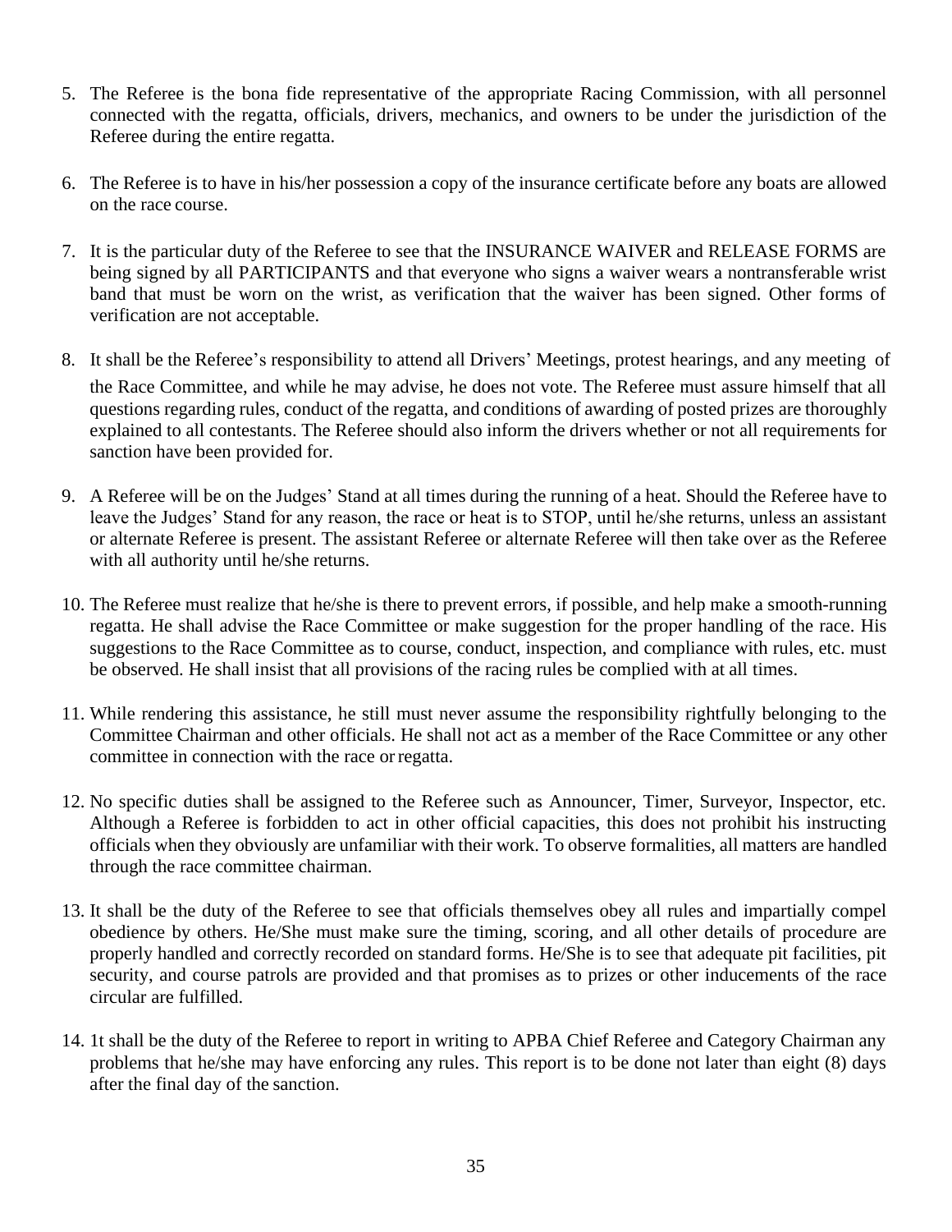5. The Referee is the bona fide representative of the appropriate Racing Commission, with all personnel connected with the regatta, officials, drivers, mechanics, and owners to be under the jurisdiction of the Referee during the entire regatta.

6. The Referee is to have in his/her possession a copy of the insurance certificate before any boats are allowed on the race course.

7. It is the particular duty of the Referee to see that the INSURANCE WAIVER and RELEASE FORMS are being signed by all PARTICIPANTS and that everyone who signs a waiver wears a nontransferable wrist band that must be worn on the wrist, as verification that the waiver has been signed. Other forms of verification are not acceptable.

8. It shall be the Referee's responsibility to attend all Drivers' Meetings, protest hearings, and any meeting of the Race Committee, and while he may advise, he does not vote. The Referee must assure himself that all questions regarding rules, conduct of the regatta, and conditions of awarding of posted prizes are thoroughly explained to all contestants. The Referee should also inform the drivers whether or not all requirements for sanction have been provided for.

9. A Referee will be on the Judges' Stand at all times during the running of a heat. Should the Referee have to leave the Judges' Stand for any reason, the race or heat is to STOP, until he/she returns, unless an assistant or alternate Referee is present. The assistant Referee or alternate Referee will then take over as the Referee with all authority until he/she returns.

10. The Referee must realize that he/she is there to prevent errors, if possible, and help make a smooth-running regatta. He shall advise the Race Committee or make suggestion for the proper handling of the race. His suggestions to the Race Committee as to course, conduct, inspection, and compliance with rules, etc. must be observed. He shall insist that all provisions of the racing rules be complied with at all times.

11. While rendering this assistance, he still must never assume the responsibility rightfully belonging to the Committee Chairman and other officials. He shall not act as a member of the Race Committee or any other committee in connection with the race or regatta.

12. No specific duties shall be assigned to the Referee such as Announcer, Timer, Surveyor, Inspector, etc. Although a Referee is forbidden to act in other official capacities, this does not prohibit his instructing officials when they obviously are unfamiliar with their work. To observe formalities, all matters are handled through the race committee chairman.

13. It shall be the duty of the Referee to see that officials themselves obey all rules and impartially compel obedience by others. He/She must make sure the timing, scoring, and all other details of procedure are properly handled and correctly recorded on standard forms. He/She is to see that adequate pit facilities, pit security, and course patrols are provided and that promises as to prizes or other inducements of the race circular are fulfilled.

14. 1t shall be the duty of the Referee to report in writing to APBA Chief Referee and Category Chairman any problems that he/she may have enforcing any rules. This report is to be done not later than eight (8) days after the final day of the sanction.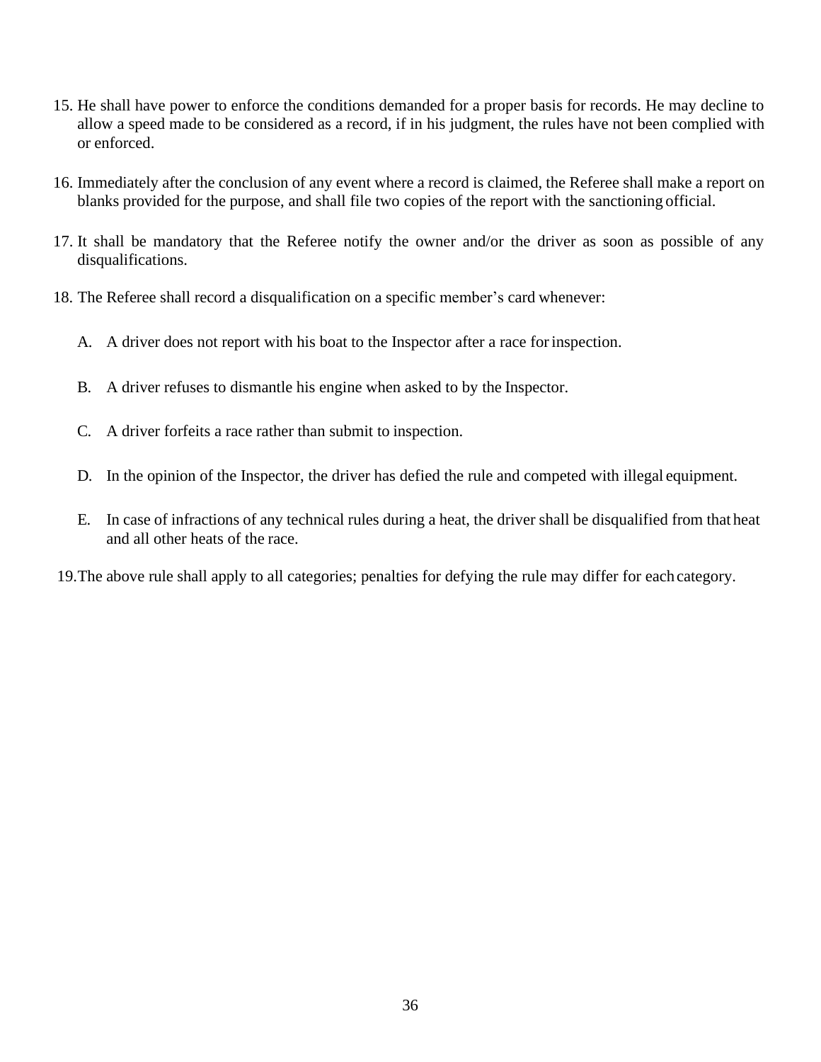15. He shall have power to enforce the conditions demanded for a proper basis for records. He may decline to allow a speed made to be considered as a record, if in his judgment, the rules have not been complied with or enforced.

16. Immediately after the conclusion of any event where a record is claimed, the Referee shall make a report on blanks provided for the purpose, and shall file two copies of the report with the sanctioning official.

17. It shall be mandatory that the Referee notify the owner and/or the driver as soon as possible of any disqualifications.

18. The Referee shall record a disqualification on a specific member's card whenever:

    A. A driver does not report with his boat to the Inspector after a race for inspection.

    B. A driver refuses to dismantle his engine when asked to by the Inspector.

    C. A driver forfeits a race rather than submit to inspection.

    D. In the opinion of the Inspector, the driver has defied the rule and competed with illegal equipment.

    E. In case of infractions of any technical rules during a heat, the driver shall be disqualified from that heat and all other heats of the race.

19. The above rule shall apply to all categories; penalties for defying the rule may differ for each category.